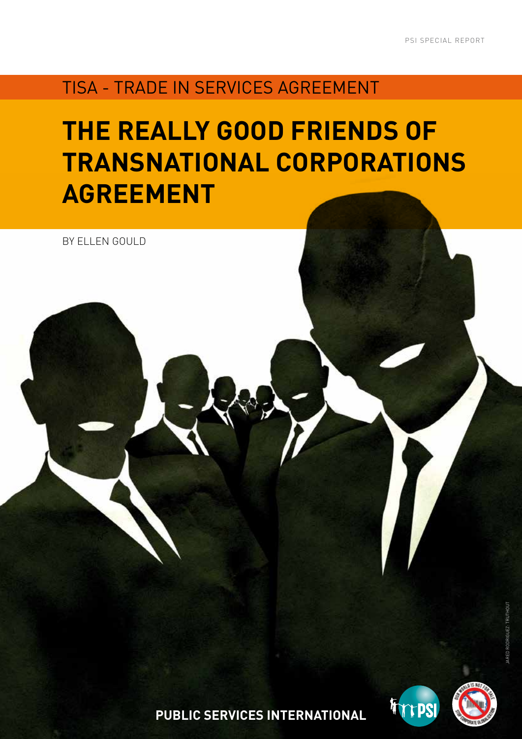PSI SPECIAL REPORT

TISA - TRADE IN SERVICES AGREEMENT

# THE REALLY GOOD FRIENDS OF TRANSNATIONAL CORPORATIONS AGREEMENT

BY ELLEN GOULD

JARED RODRIGUEZ: TRUTHOUT

**PUBLIC SERVICES INTERNATIONAL**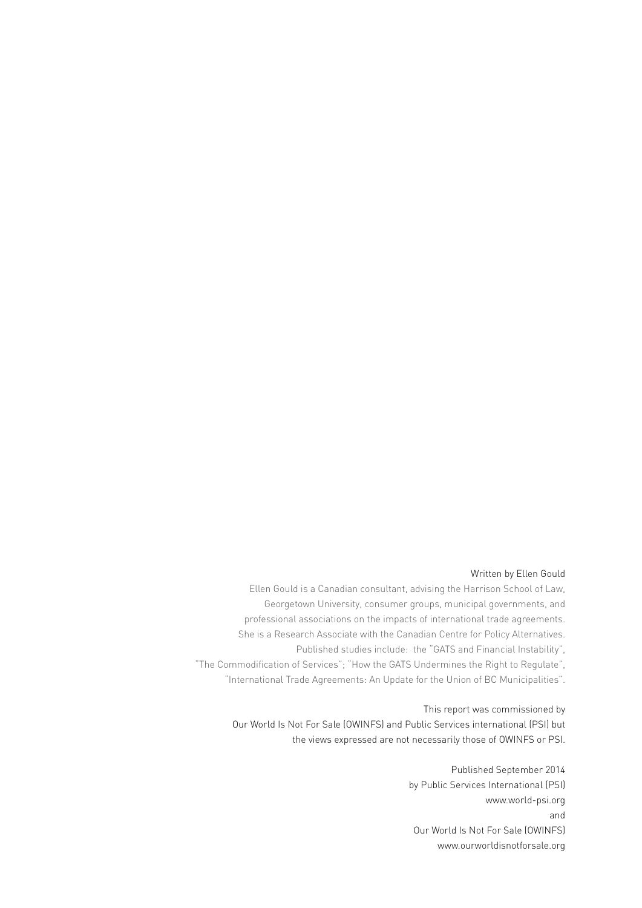Written by Ellen Gould

Ellen Gould is a Canadian consultant, advising the Harrison School of Law, Georgetown University, consumer groups, municipal governments, and professional associations on the impacts of international trade agreements. She is a Research Associate with the Canadian Centre for Policy Alternatives. Published studies include: the "GATS and Financial Instability", "The Commodification of Services"; "How the GATS Undermines the Right to Regulate", "International Trade Agreements: An Update for the Union of BC Municipalities".

This report was commissioned by Our World Is Not For Sale (OWINFS) and Public Services international (PSI) but the views expressed are not necessarily those of OWINFS or PSI.

Published September 2014
by Public Services International (PSI)
www.world-psi.org
and
Our World Is Not For Sale (OWINFS)
www.ourworldisnotforsale.org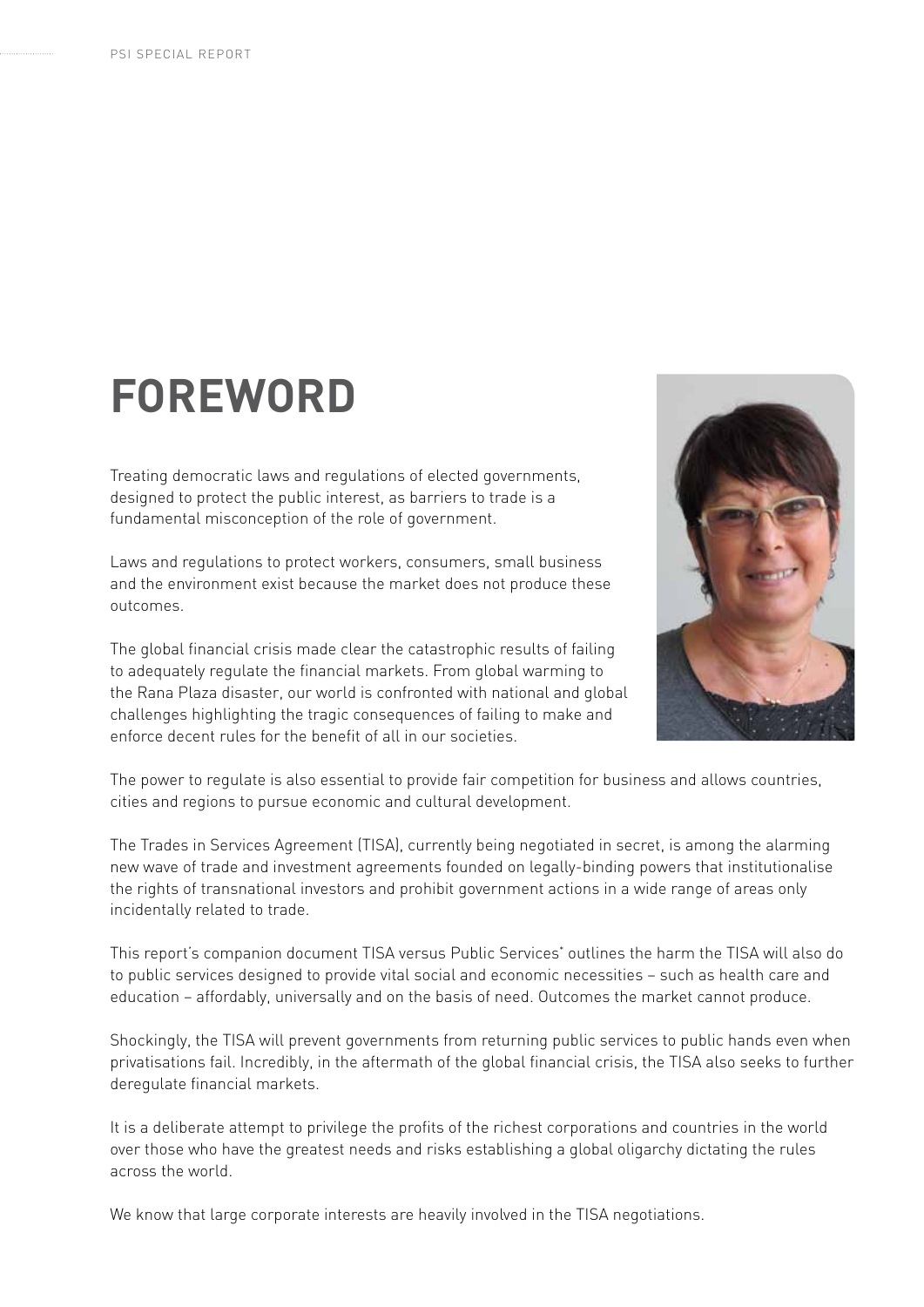# FOREWORD

Treating democratic laws and regulations of elected governments, designed to protect the public interest, as barriers to trade is a fundamental misconception of the role of government.

Laws and regulations to protect workers, consumers, small business and the environment exist because the market does not produce these outcomes.

The global financial crisis made clear the catastrophic results of failing to adequately regulate the financial markets. From global warming to the Rana Plaza disaster, our world is confronted with national and global challenges highlighting the tragic consequences of failing to make and enforce decent rules for the benefit of all in our societies.

The power to regulate is also essential to provide fair competition for business and allows countries, cities and regions to pursue economic and cultural development.

The Trades in Services Agreement (TISA), currently being negotiated in secret, is among the alarming new wave of trade and investment agreements founded on legally-binding powers that institutionalise the rights of transnational investors and prohibit government actions in a wide range of areas only incidentally related to trade.

This report's companion document TISA versus Public Services* outlines the harm the TISA will also do to public services designed to provide vital social and economic necessities – such as health care and education – affordably, universally and on the basis of need. Outcomes the market cannot produce.

Shockingly, the TISA will prevent governments from returning public services to public hands even when privatisations fail. Incredibly, in the aftermath of the global financial crisis, the TISA also seeks to further deregulate financial markets.

It is a deliberate attempt to privilege the profits of the richest corporations and countries in the world over those who have the greatest needs and risks establishing a global oligarchy dictating the rules across the world.

We know that large corporate interests are heavily involved in the TISA negotiations.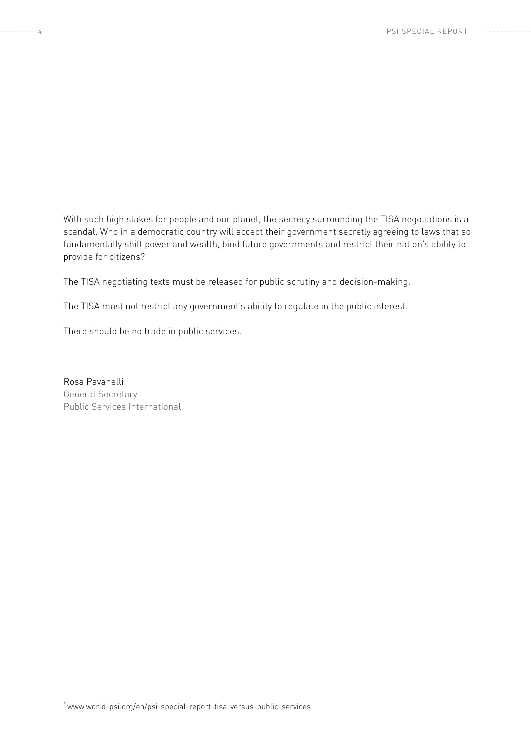With such high stakes for people and our planet, the secrecy surrounding the TISA negotiations is a scandal. Who in a democratic country will accept their government secretly agreeing to laws that so fundamentally shift power and wealth, bind future governments and restrict their nation's ability to provide for citizens?

The TISA negotiating texts must be released for public scrutiny and decision-making.

The TISA must not restrict any government's ability to regulate in the public interest.

There should be no trade in public services.

Rosa Pavanelli
General Secretary
Public Services International

[*] www.world-psi.org/en/psi-special-report-tisa-versus-public-services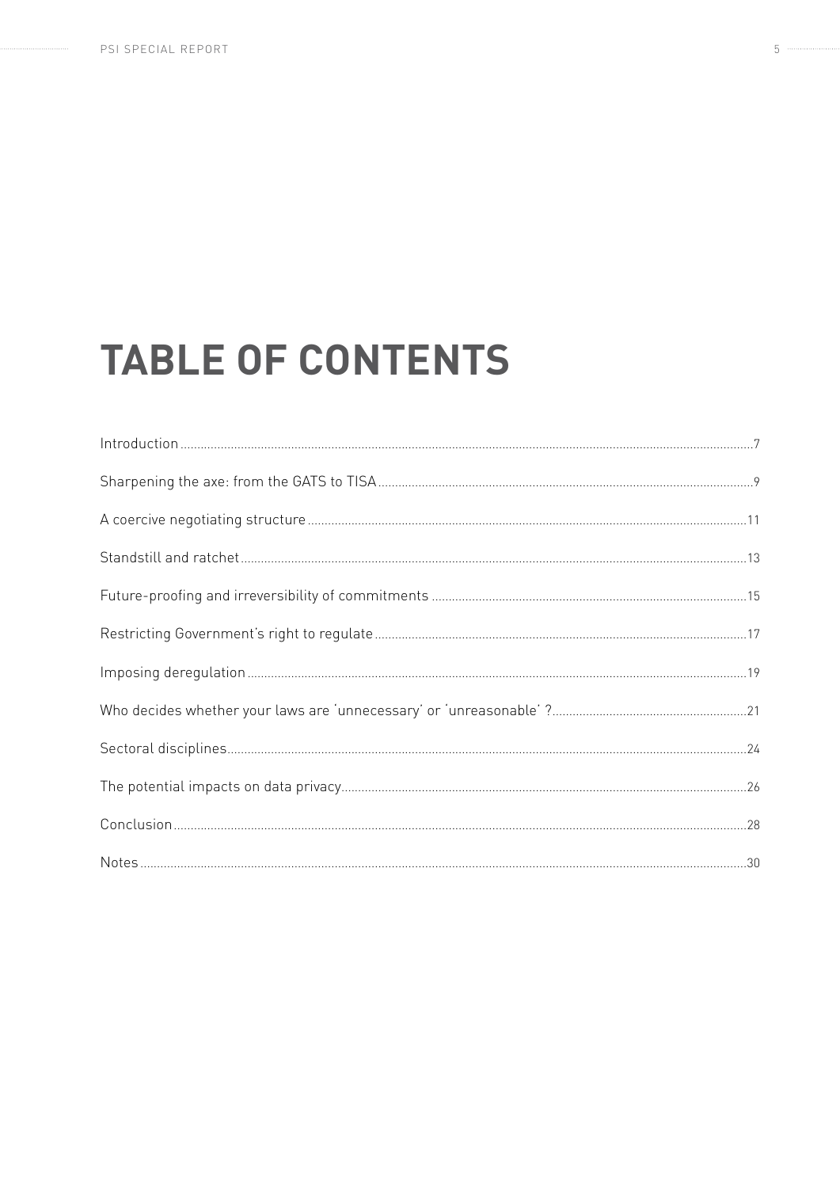# TABLE OF CONTENTS

Introduction .......... 7

Sharpening the axe: from the GATS to TISA .......... 9

A coercive negotiating structure .......... 11

Standstill and ratchet .......... 13

Future-proofing and irreversibility of commitments .......... 15

Restricting Government's right to regulate .......... 17

Imposing deregulation .......... 19

Who decides whether your laws are 'unnecessary' or 'unreasonable' ? .......... 21

Sectoral disciplines .......... 24

The potential impacts on data privacy .......... 26

Conclusion .......... 28

Notes .......... 30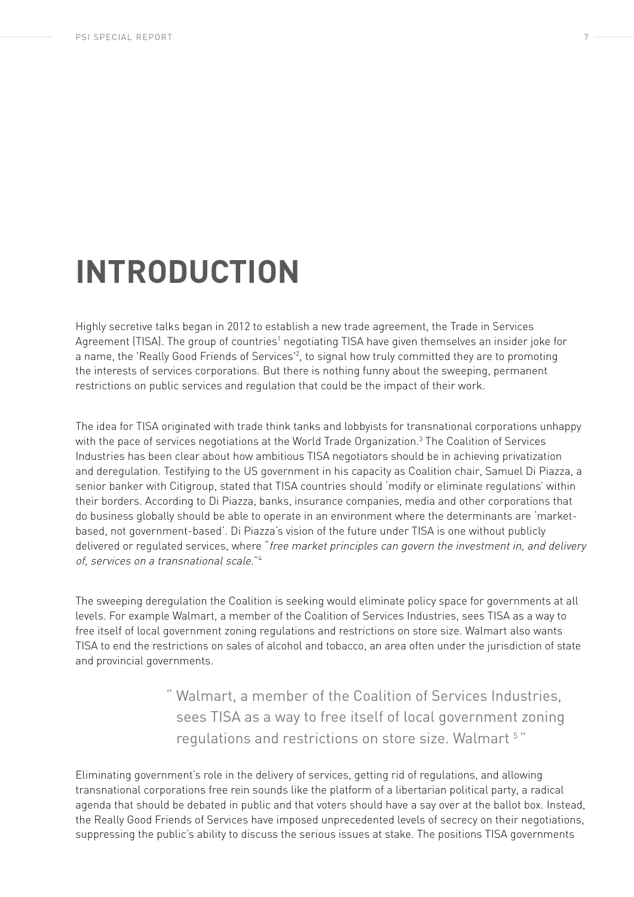# INTRODUCTION

Highly secretive talks began in 2012 to establish a new trade agreement, the Trade in Services Agreement (TISA). The group of countries[1] negotiating TISA have given themselves an insider joke for a name, the 'Really Good Friends of Services'[2], to signal how truly committed they are to promoting the interests of services corporations. But there is nothing funny about the sweeping, permanent restrictions on public services and regulation that could be the impact of their work.

The idea for TISA originated with trade think tanks and lobbyists for transnational corporations unhappy with the pace of services negotiations at the World Trade Organization.[3] The Coalition of Services Industries has been clear about how ambitious TISA negotiators should be in achieving privatization and deregulation. Testifying to the US government in his capacity as Coalition chair, Samuel Di Piazza, a senior banker with Citigroup, stated that TISA countries should 'modify or eliminate regulations' within their borders. According to Di Piazza, banks, insurance companies, media and other corporations that do business globally should be able to operate in an environment where the determinants are 'market-based, not government-based'. Di Piazza's vision of the future under TISA is one without publicly delivered or regulated services, where *"free market principles can govern the investment in, and delivery of, services on a transnational scale."*[4]

The sweeping deregulation the Coalition is seeking would eliminate policy space for governments at all levels. For example Walmart, a member of the Coalition of Services Industries, sees TISA as a way to free itself of local government zoning regulations and restrictions on store size. Walmart also wants TISA to end the restrictions on sales of alcohol and tobacco, an area often under the jurisdiction of state and provincial governments.

> " Walmart, a member of the Coalition of Services Industries, sees TISA as a way to free itself of local government zoning regulations and restrictions on store size. Walmart [5] "

Eliminating government's role in the delivery of services, getting rid of regulations, and allowing transnational corporations free rein sounds like the platform of a libertarian political party, a radical agenda that should be debated in public and that voters should have a say over at the ballot box. Instead, the Really Good Friends of Services have imposed unprecedented levels of secrecy on their negotiations, suppressing the public's ability to discuss the serious issues at stake. The positions TISA governments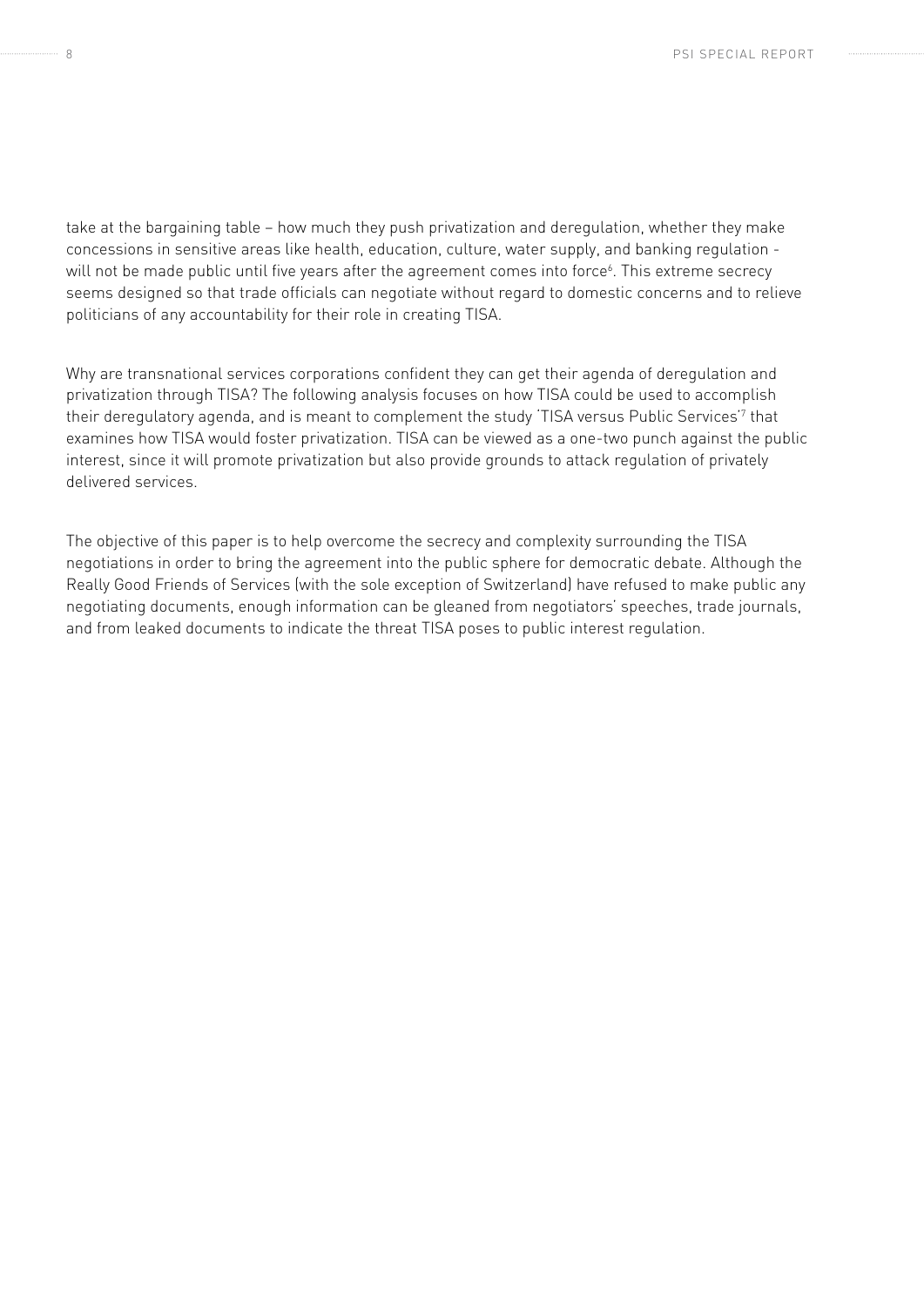take at the bargaining table – how much they push privatization and deregulation, whether they make concessions in sensitive areas like health, education, culture, water supply, and banking regulation - will not be made public until five years after the agreement comes into force[6]. This extreme secrecy seems designed so that trade officials can negotiate without regard to domestic concerns and to relieve politicians of any accountability for their role in creating TISA.

Why are transnational services corporations confident they can get their agenda of deregulation and privatization through TISA? The following analysis focuses on how TISA could be used to accomplish their deregulatory agenda, and is meant to complement the study 'TISA versus Public Services'[7] that examines how TISA would foster privatization. TISA can be viewed as a one-two punch against the public interest, since it will promote privatization but also provide grounds to attack regulation of privately delivered services.

The objective of this paper is to help overcome the secrecy and complexity surrounding the TISA negotiations in order to bring the agreement into the public sphere for democratic debate. Although the Really Good Friends of Services (with the sole exception of Switzerland) have refused to make public any negotiating documents, enough information can be gleaned from negotiators' speeches, trade journals, and from leaked documents to indicate the threat TISA poses to public interest regulation.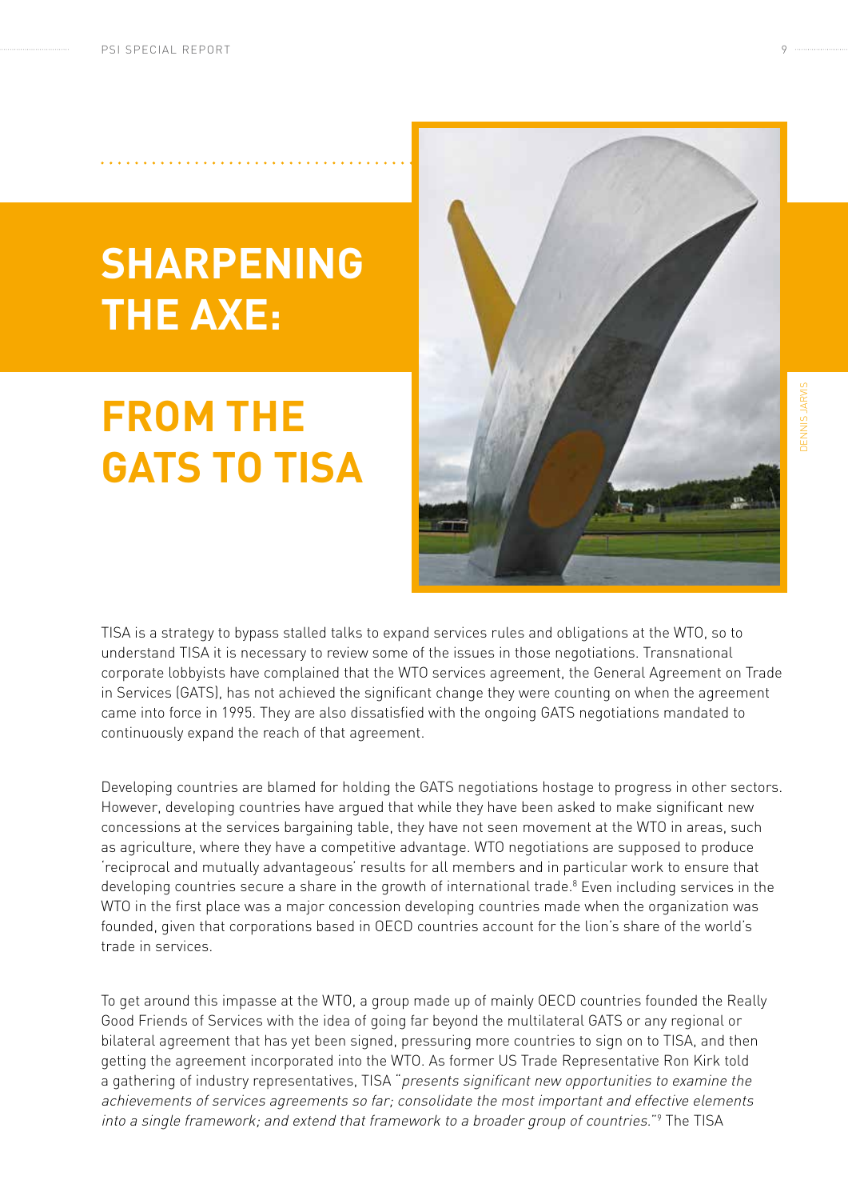# SHARPENING THE AXE:

# FROM THE GATS TO TISA

DENNIS JARVIS

TISA is a strategy to bypass stalled talks to expand services rules and obligations at the WTO, so to understand TISA it is necessary to review some of the issues in those negotiations. Transnational corporate lobbyists have complained that the WTO services agreement, the General Agreement on Trade in Services (GATS), has not achieved the significant change they were counting on when the agreement came into force in 1995. They are also dissatisfied with the ongoing GATS negotiations mandated to continuously expand the reach of that agreement.

Developing countries are blamed for holding the GATS negotiations hostage to progress in other sectors. However, developing countries have argued that while they have been asked to make significant new concessions at the services bargaining table, they have not seen movement at the WTO in areas, such as agriculture, where they have a competitive advantage. WTO negotiations are supposed to produce 'reciprocal and mutually advantageous' results for all members and in particular work to ensure that developing countries secure a share in the growth of international trade.[8] Even including services in the WTO in the first place was a major concession developing countries made when the organization was founded, given that corporations based in OECD countries account for the lion's share of the world's trade in services.

To get around this impasse at the WTO, a group made up of mainly OECD countries founded the Really Good Friends of Services with the idea of going far beyond the multilateral GATS or any regional or bilateral agreement that has yet been signed, pressuring more countries to sign on to TISA, and then getting the agreement incorporated into the WTO. As former US Trade Representative Ron Kirk told a gathering of industry representatives, TISA "*presents significant new opportunities to examine the achievements of services agreements so far; consolidate the most important and effective elements into a single framework; and extend that framework to a broader group of countries.*"[9] The TISA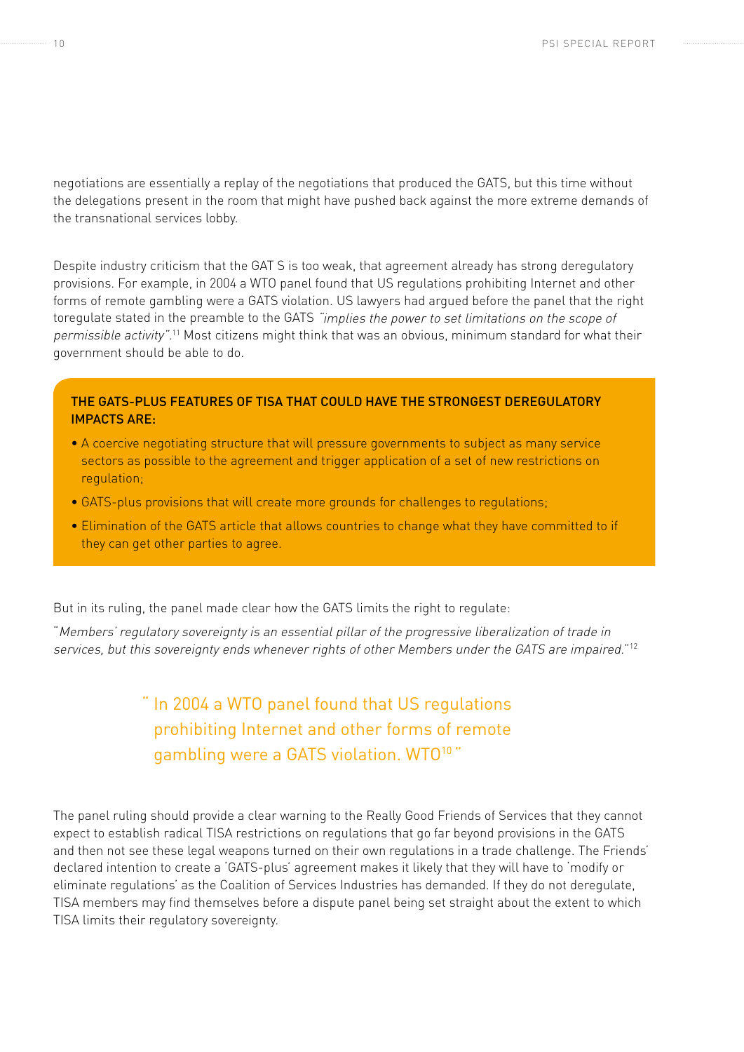negotiations are essentially a replay of the negotiations that produced the GATS, but this time without the delegations present in the room that might have pushed back against the more extreme demands of the transnational services lobby.

Despite industry criticism that the GAT S is too weak, that agreement already has strong deregulatory provisions. For example, in 2004 a WTO panel found that US regulations prohibiting Internet and other forms of remote gambling were a GATS violation. US lawyers had argued before the panel that the right toregulate stated in the preamble to the GATS *"implies the power to set limitations on the scope of permissible activity"*.[11] Most citizens might think that was an obvious, minimum standard for what their government should be able to do.

**THE GATS-PLUS FEATURES OF TISA THAT COULD HAVE THE STRONGEST DEREGULATORY IMPACTS ARE:**

- A coercive negotiating structure that will pressure governments to subject as many service sectors as possible to the agreement and trigger application of a set of new restrictions on regulation;
- GATS-plus provisions that will create more grounds for challenges to regulations;
- Elimination of the GATS article that allows countries to change what they have committed to if they can get other parties to agree.

But in its ruling, the panel made clear how the GATS limits the right to regulate:

"*Members' regulatory sovereignty is an essential pillar of the progressive liberalization of trade in services, but this sovereignty ends whenever rights of other Members under the GATS are impaired.*"[12]

> " In 2004 a WTO panel found that US regulations prohibiting Internet and other forms of remote gambling were a GATS violation. WTO[10] "

The panel ruling should provide a clear warning to the Really Good Friends of Services that they cannot expect to establish radical TISA restrictions on regulations that go far beyond provisions in the GATS and then not see these legal weapons turned on their own regulations in a trade challenge. The Friends' declared intention to create a 'GATS-plus' agreement makes it likely that they will have to 'modify or eliminate regulations' as the Coalition of Services Industries has demanded. If they do not deregulate, TISA members may find themselves before a dispute panel being set straight about the extent to which TISA limits their regulatory sovereignty.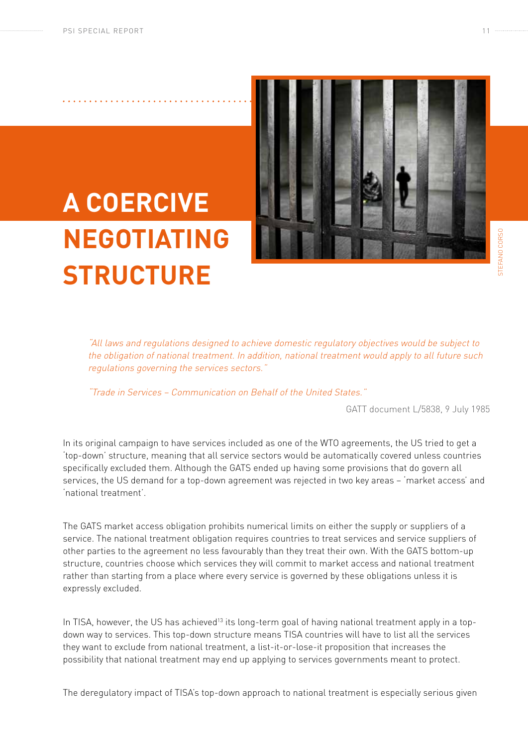# A COERCIVE NEGOTIATING STRUCTURE

STEFANO CORSO

*"All laws and regulations designed to achieve domestic regulatory objectives would be subject to the obligation of national treatment. In addition, national treatment would apply to all future such regulations governing the services sectors."*

*"Trade in Services – Communication on Behalf of the United States."*

GATT document L/5838, 9 July 1985

In its original campaign to have services included as one of the WTO agreements, the US tried to get a 'top-down' structure, meaning that all service sectors would be automatically covered unless countries specifically excluded them. Although the GATS ended up having some provisions that do govern all services, the US demand for a top-down agreement was rejected in two key areas – 'market access' and 'national treatment'.

The GATS market access obligation prohibits numerical limits on either the supply or suppliers of a service. The national treatment obligation requires countries to treat services and service suppliers of other parties to the agreement no less favourably than they treat their own. With the GATS bottom-up structure, countries choose which services they will commit to market access and national treatment rather than starting from a place where every service is governed by these obligations unless it is expressly excluded.

In TISA, however, the US has achieved[13] its long-term goal of having national treatment apply in a top-down way to services. This top-down structure means TISA countries will have to list all the services they want to exclude from national treatment, a list-it-or-lose-it proposition that increases the possibility that national treatment may end up applying to services governments meant to protect.

The deregulatory impact of TISA's top-down approach to national treatment is especially serious given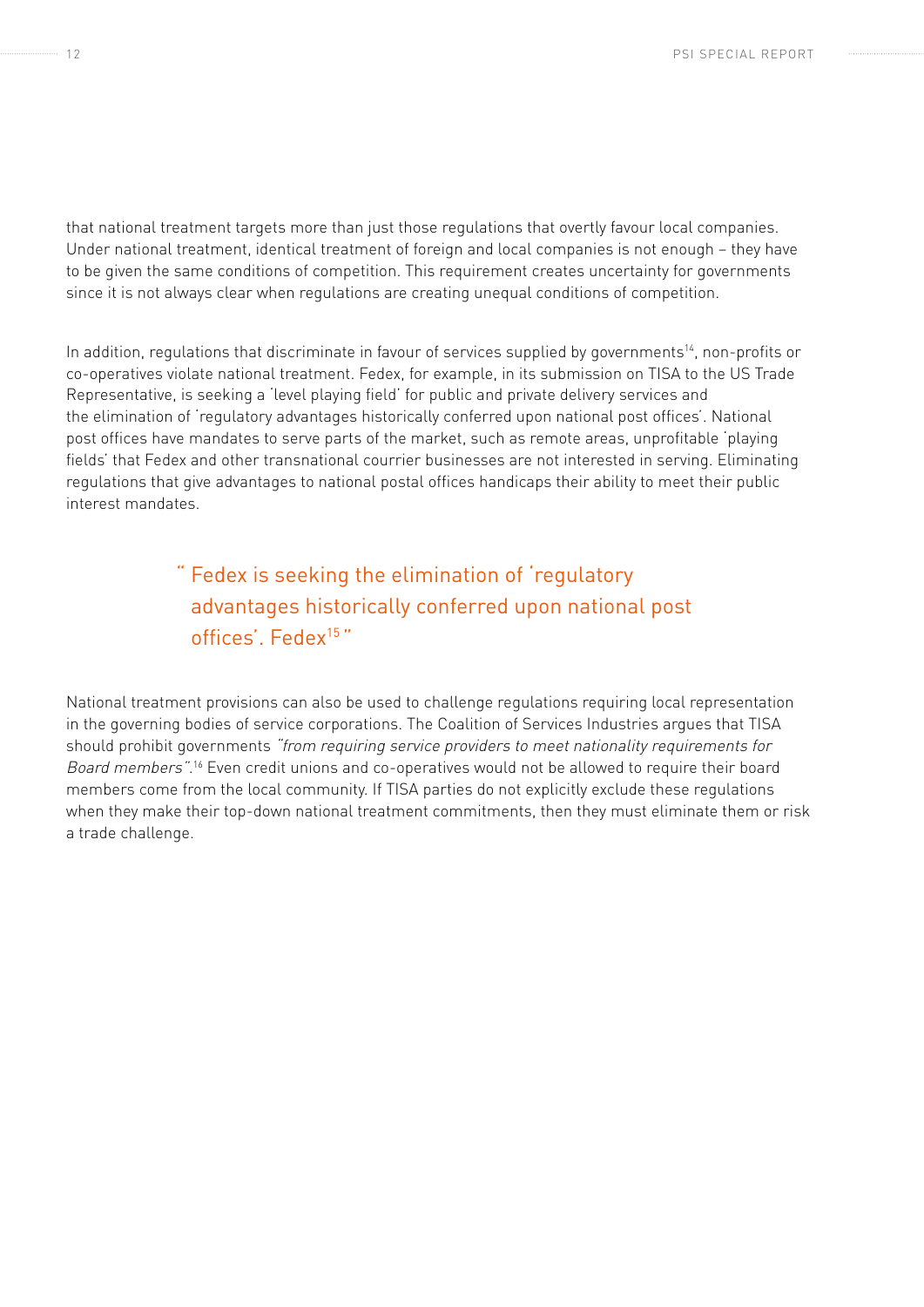that national treatment targets more than just those regulations that overtly favour local companies. Under national treatment, identical treatment of foreign and local companies is not enough – they have to be given the same conditions of competition. This requirement creates uncertainty for governments since it is not always clear when regulations are creating unequal conditions of competition.

In addition, regulations that discriminate in favour of services supplied by governments[14], non-profits or co-operatives violate national treatment. Fedex, for example, in its submission on TISA to the US Trade Representative, is seeking a 'level playing field' for public and private delivery services and the elimination of 'regulatory advantages historically conferred upon national post offices'. National post offices have mandates to serve parts of the market, such as remote areas, unprofitable 'playing fields' that Fedex and other transnational courrier businesses are not interested in serving. Eliminating regulations that give advantages to national postal offices handicaps their ability to meet their public interest mandates.

> " Fedex is seeking the elimination of 'regulatory advantages historically conferred upon national post offices'. Fedex[15] "

National treatment provisions can also be used to challenge regulations requiring local representation in the governing bodies of service corporations. The Coalition of Services Industries argues that TISA should prohibit governments *"from requiring service providers to meet nationality requirements for Board members"*.[16] Even credit unions and co-operatives would not be allowed to require their board members come from the local community. If TISA parties do not explicitly exclude these regulations when they make their top-down national treatment commitments, then they must eliminate them or risk a trade challenge.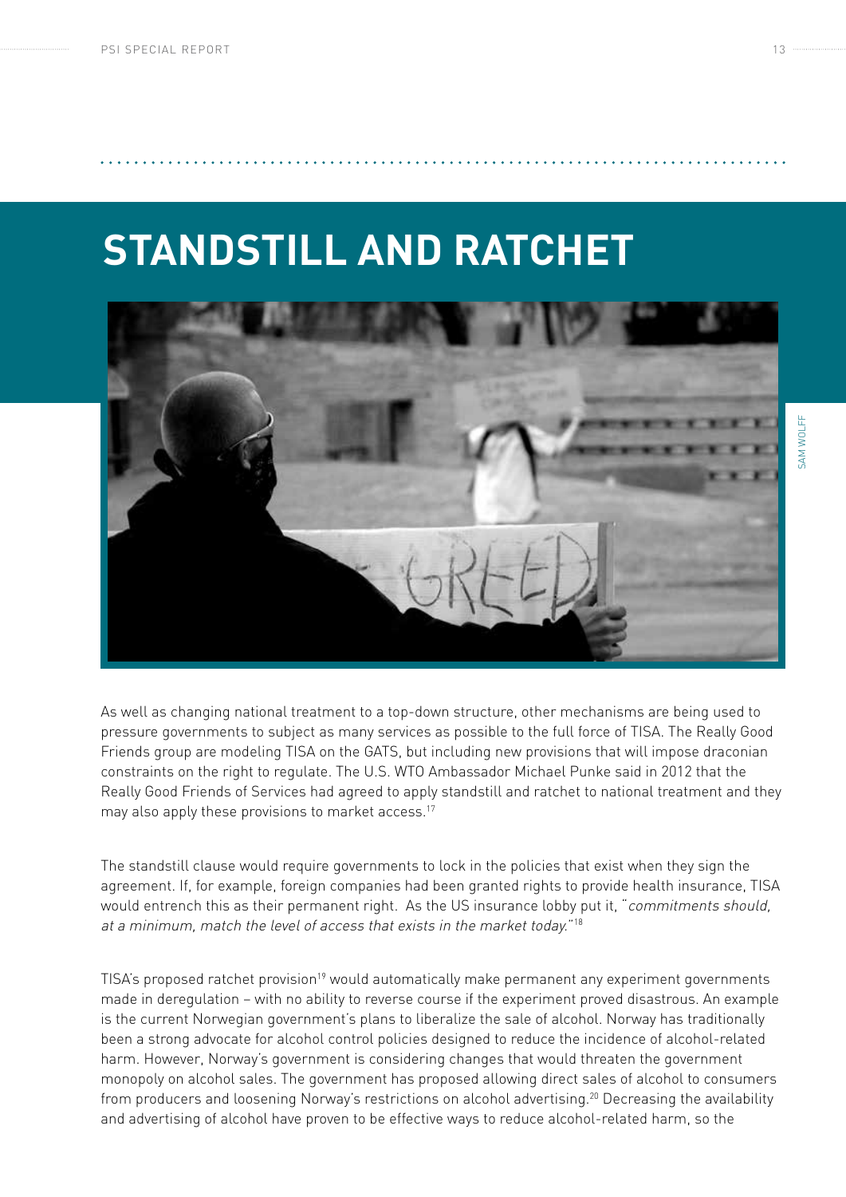# STANDSTILL AND RATCHET

SAM WOLFF

As well as changing national treatment to a top-down structure, other mechanisms are being used to pressure governments to subject as many services as possible to the full force of TISA. The Really Good Friends group are modeling TISA on the GATS, but including new provisions that will impose draconian constraints on the right to regulate. The U.S. WTO Ambassador Michael Punke said in 2012 that the Really Good Friends of Services had agreed to apply standstill and ratchet to national treatment and they may also apply these provisions to market access.[17]

The standstill clause would require governments to lock in the policies that exist when they sign the agreement. If, for example, foreign companies had been granted rights to provide health insurance, TISA would entrench this as their permanent right. As the US insurance lobby put it, "*commitments should, at a minimum, match the level of access that exists in the market today.*"[18]

TISA's proposed ratchet provision[19] would automatically make permanent any experiment governments made in deregulation – with no ability to reverse course if the experiment proved disastrous. An example is the current Norwegian government's plans to liberalize the sale of alcohol. Norway has traditionally been a strong advocate for alcohol control policies designed to reduce the incidence of alcohol-related harm. However, Norway's government is considering changes that would threaten the government monopoly on alcohol sales. The government has proposed allowing direct sales of alcohol to consumers from producers and loosening Norway's restrictions on alcohol advertising.[20] Decreasing the availability and advertising of alcohol have proven to be effective ways to reduce alcohol-related harm, so the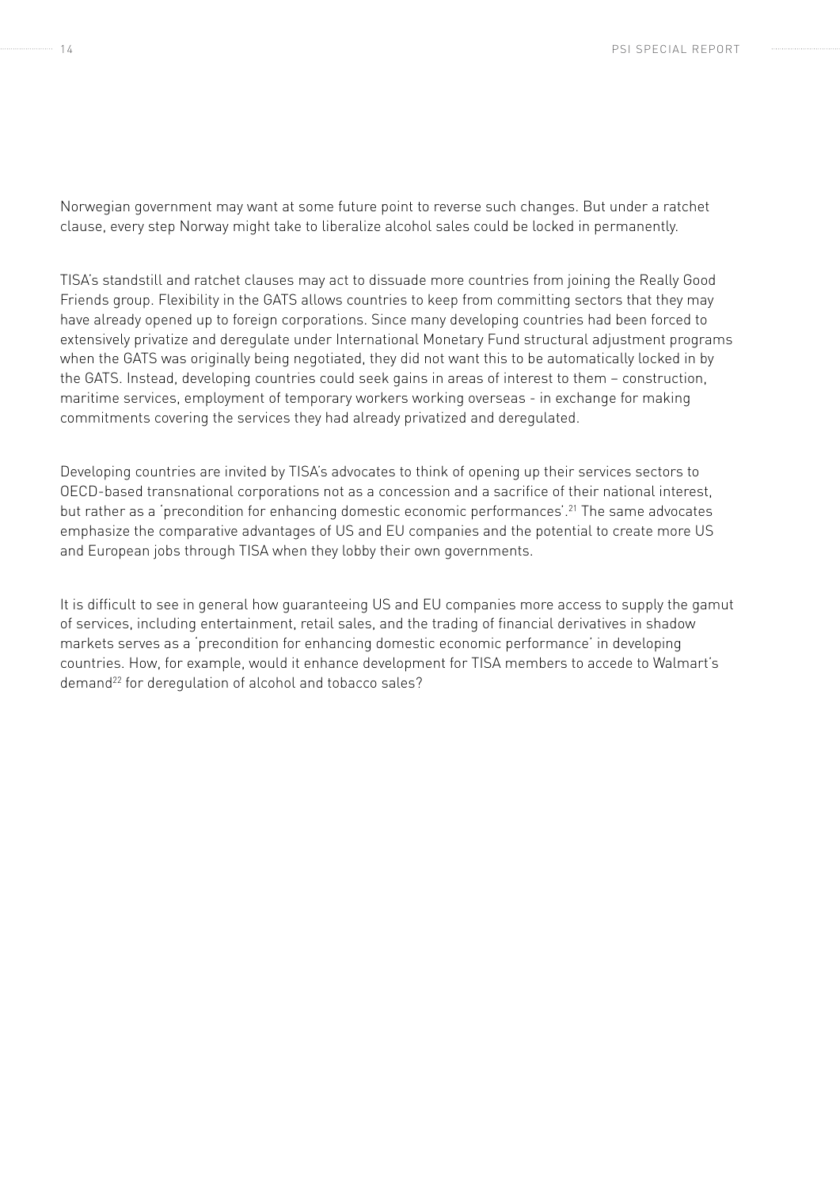Norwegian government may want at some future point to reverse such changes. But under a ratchet clause, every step Norway might take to liberalize alcohol sales could be locked in permanently.

TISA's standstill and ratchet clauses may act to dissuade more countries from joining the Really Good Friends group. Flexibility in the GATS allows countries to keep from committing sectors that they may have already opened up to foreign corporations. Since many developing countries had been forced to extensively privatize and deregulate under International Monetary Fund structural adjustment programs when the GATS was originally being negotiated, they did not want this to be automatically locked in by the GATS. Instead, developing countries could seek gains in areas of interest to them – construction, maritime services, employment of temporary workers working overseas - in exchange for making commitments covering the services they had already privatized and deregulated.

Developing countries are invited by TISA's advocates to think of opening up their services sectors to OECD-based transnational corporations not as a concession and a sacrifice of their national interest, but rather as a 'precondition for enhancing domestic economic performances'.[21] The same advocates emphasize the comparative advantages of US and EU companies and the potential to create more US and European jobs through TISA when they lobby their own governments.

It is difficult to see in general how guaranteeing US and EU companies more access to supply the gamut of services, including entertainment, retail sales, and the trading of financial derivatives in shadow markets serves as a 'precondition for enhancing domestic economic performance' in developing countries. How, for example, would it enhance development for TISA members to accede to Walmart's demand[22] for deregulation of alcohol and tobacco sales?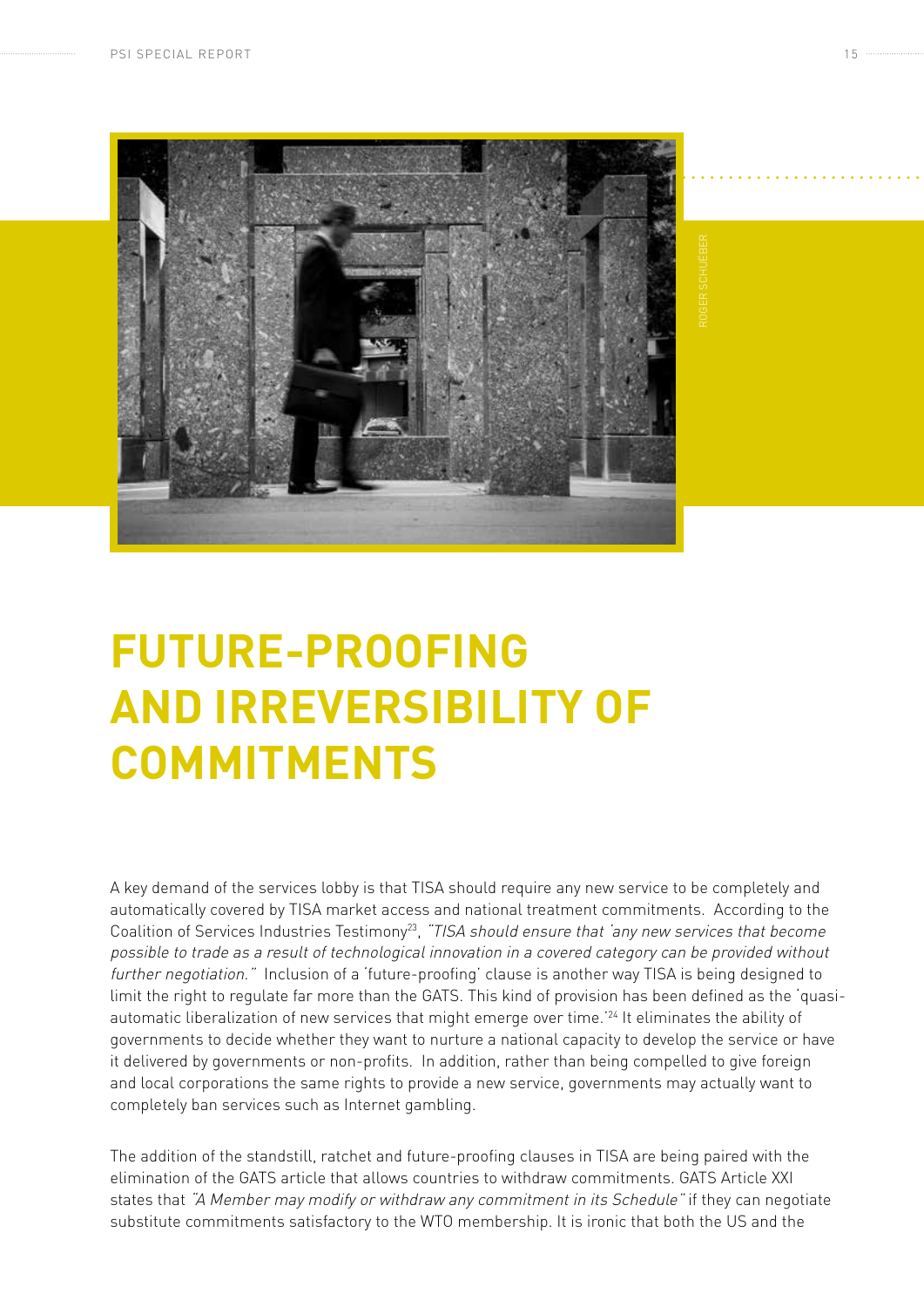# FUTURE-PROOFING AND IRREVERSIBILITY OF COMMITMENTS

A key demand of the services lobby is that TISA should require any new service to be completely and automatically covered by TISA market access and national treatment commitments. According to the Coalition of Services Industries Testimony[23], *"TISA should ensure that 'any new services that become possible to trade as a result of technological innovation in a covered category can be provided without further negotiation."* Inclusion of a 'future-proofing' clause is another way TISA is being designed to limit the right to regulate far more than the GATS. This kind of provision has been defined as the 'quasi-automatic liberalization of new services that might emerge over time.'[24] It eliminates the ability of governments to decide whether they want to nurture a national capacity to develop the service or have it delivered by governments or non-profits. In addition, rather than being compelled to give foreign and local corporations the same rights to provide a new service, governments may actually want to completely ban services such as Internet gambling.

The addition of the standstill, ratchet and future-proofing clauses in TISA are being paired with the elimination of the GATS article that allows countries to withdraw commitments. GATS Article XXI states that *"A Member may modify or withdraw any commitment in its Schedule"* if they can negotiate substitute commitments satisfactory to the WTO membership. It is ironic that both the US and the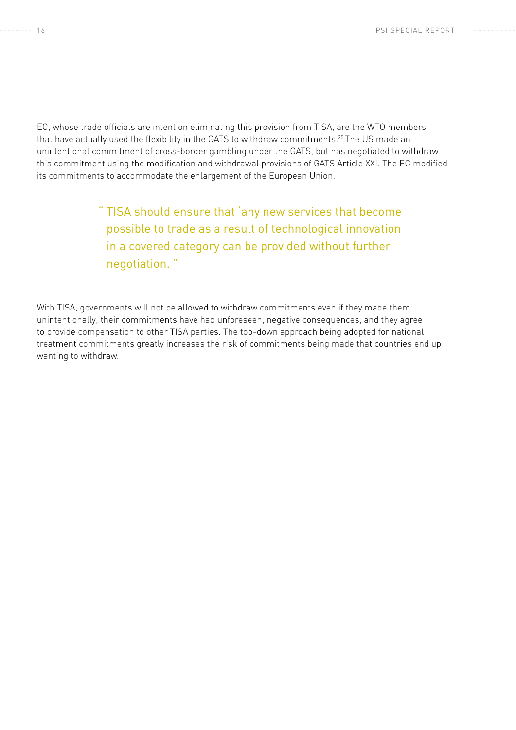EC, whose trade officials are intent on eliminating this provision from TISA, are the WTO members that have actually used the flexibility in the GATS to withdraw commitments.[25] The US made an unintentional commitment of cross-border gambling under the GATS, but has negotiated to withdraw this commitment using the modification and withdrawal provisions of GATS Article XXI. The EC modified its commitments to accommodate the enlargement of the European Union.

> " TISA should ensure that 'any new services that become possible to trade as a result of technological innovation in a covered category can be provided without further negotiation. "

With TISA, governments will not be allowed to withdraw commitments even if they made them unintentionally, their commitments have had unforeseen, negative consequences, and they agree to provide compensation to other TISA parties. The top-down approach being adopted for national treatment commitments greatly increases the risk of commitments being made that countries end up wanting to withdraw.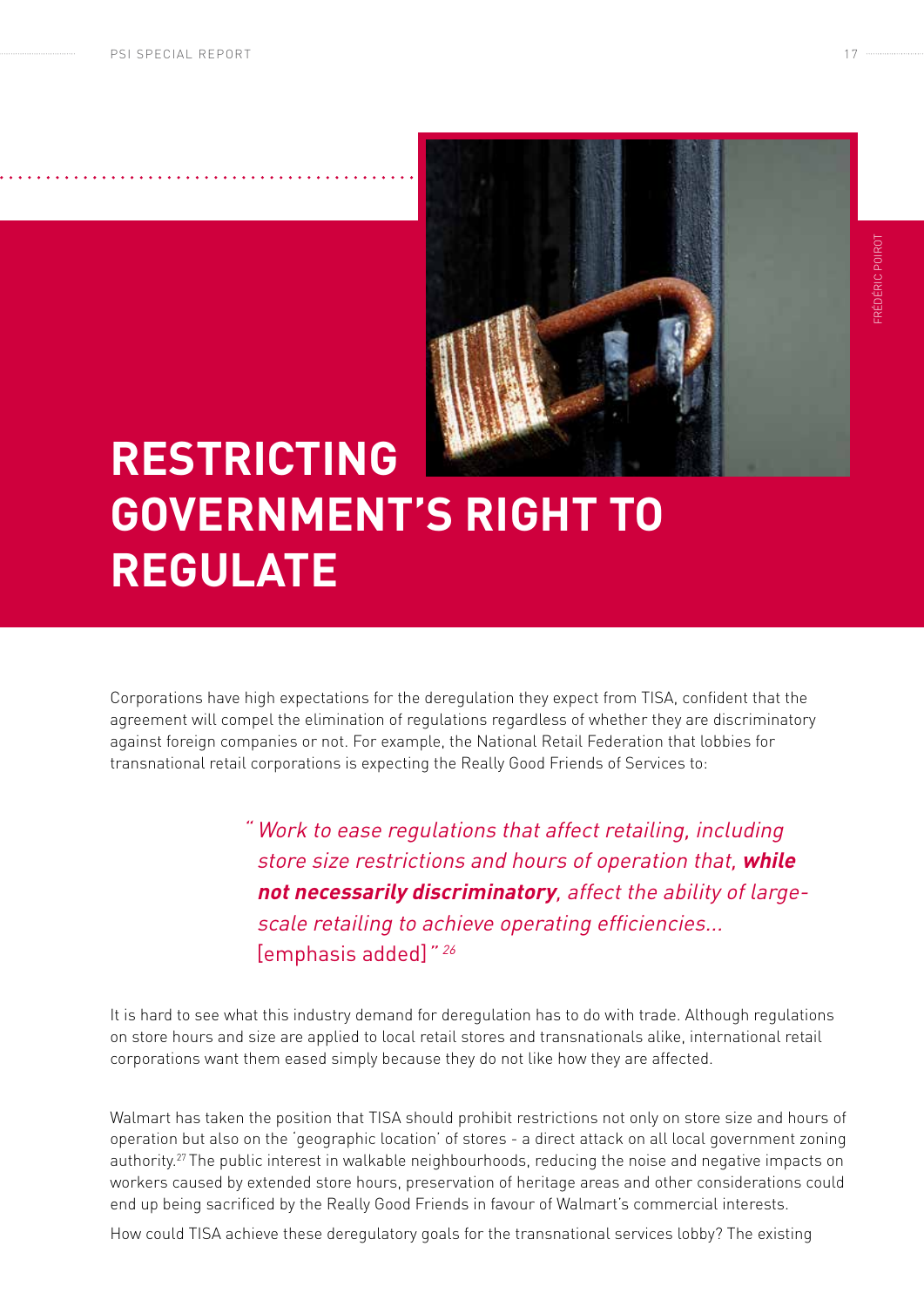# RESTRICTING GOVERNMENT'S RIGHT TO REGULATE

Corporations have high expectations for the deregulation they expect from TISA, confident that the agreement will compel the elimination of regulations regardless of whether they are discriminatory against foreign companies or not. For example, the National Retail Federation that lobbies for transnational retail corporations is expecting the Really Good Friends of Services to:

> *"Work to ease regulations that affect retailing, including store size restrictions and hours of operation that, **while not necessarily discriminatory**, affect the ability of large-scale retailing to achieve operating efficiencies...* [emphasis added]*"* [26]

It is hard to see what this industry demand for deregulation has to do with trade. Although regulations on store hours and size are applied to local retail stores and transnationals alike, international retail corporations want them eased simply because they do not like how they are affected.

Walmart has taken the position that TISA should prohibit restrictions not only on store size and hours of operation but also on the 'geographic location' of stores - a direct attack on all local government zoning authority.[27] The public interest in walkable neighbourhoods, reducing the noise and negative impacts on workers caused by extended store hours, preservation of heritage areas and other considerations could end up being sacrificed by the Really Good Friends in favour of Walmart's commercial interests.

How could TISA achieve these deregulatory goals for the transnational services lobby? The existing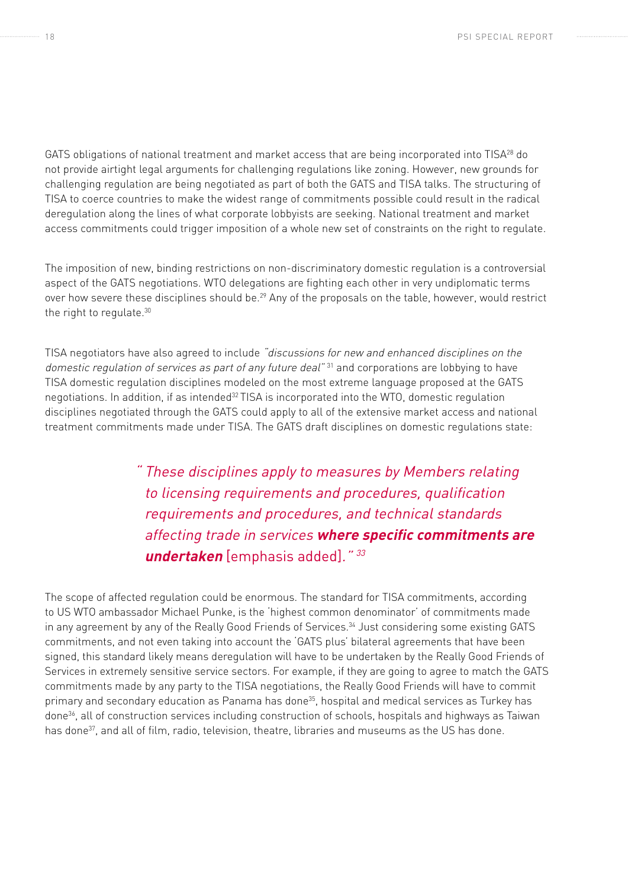GATS obligations of national treatment and market access that are being incorporated into TISA[28] do not provide airtight legal arguments for challenging regulations like zoning. However, new grounds for challenging regulation are being negotiated as part of both the GATS and TISA talks. The structuring of TISA to coerce countries to make the widest range of commitments possible could result in the radical deregulation along the lines of what corporate lobbyists are seeking. National treatment and market access commitments could trigger imposition of a whole new set of constraints on the right to regulate.

The imposition of new, binding restrictions on non-discriminatory domestic regulation is a controversial aspect of the GATS negotiations. WTO delegations are fighting each other in very undiplomatic terms over how severe these disciplines should be.[29] Any of the proposals on the table, however, would restrict the right to regulate.[30]

TISA negotiators have also agreed to include *"discussions for new and enhanced disciplines on the domestic regulation of services as part of any future deal"* [31] and corporations are lobbying to have TISA domestic regulation disciplines modeled on the most extreme language proposed at the GATS negotiations. In addition, if as intended[32] TISA is incorporated into the WTO, domestic regulation disciplines negotiated through the GATS could apply to all of the extensive market access and national treatment commitments made under TISA. The GATS draft disciplines on domestic regulations state:

> *"These disciplines apply to measures by Members relating to licensing requirements and procedures, qualification requirements and procedures, and technical standards affecting trade in services* ***where specific commitments are undertaken*** [emphasis added]*."* [33]

The scope of affected regulation could be enormous. The standard for TISA commitments, according to US WTO ambassador Michael Punke, is the 'highest common denominator' of commitments made in any agreement by any of the Really Good Friends of Services.[34] Just considering some existing GATS commitments, and not even taking into account the 'GATS plus' bilateral agreements that have been signed, this standard likely means deregulation will have to be undertaken by the Really Good Friends of Services in extremely sensitive service sectors. For example, if they are going to agree to match the GATS commitments made by any party to the TISA negotiations, the Really Good Friends will have to commit primary and secondary education as Panama has done[35], hospital and medical services as Turkey has done[36], all of construction services including construction of schools, hospitals and highways as Taiwan has done[37], and all of film, radio, television, theatre, libraries and museums as the US has done.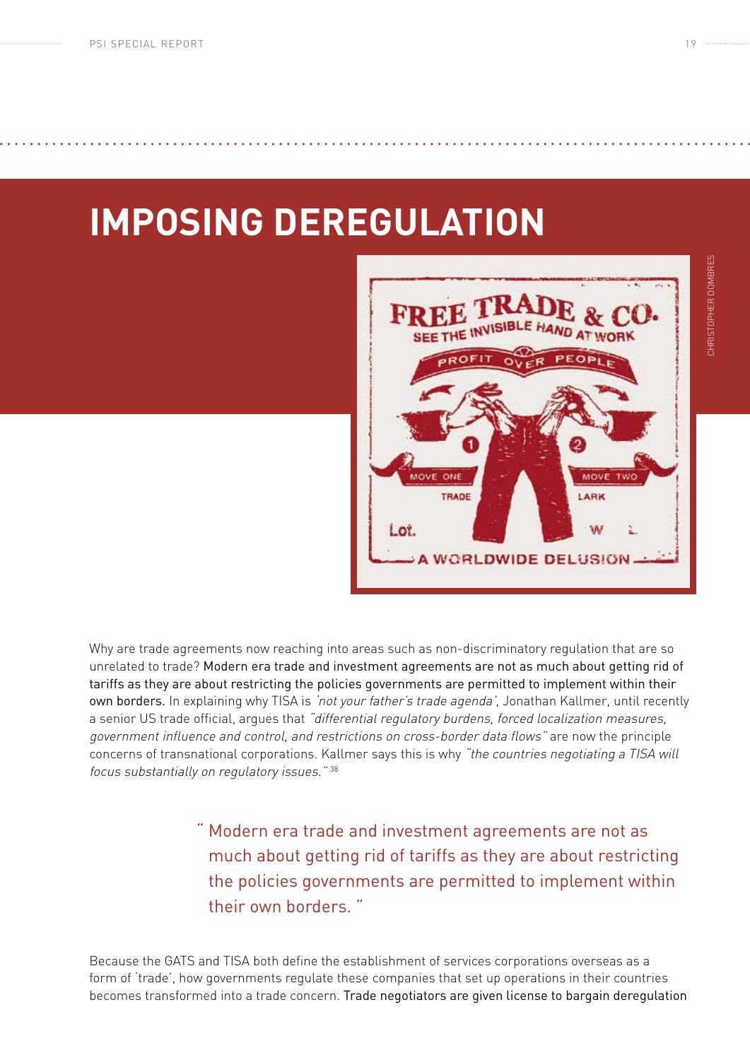# IMPOSING DEREGULATION

Why are trade agreements now reaching into areas such as non-discriminatory regulation that are so unrelated to trade? Modern era trade and investment agreements are not as much about getting rid of tariffs as they are about restricting the policies governments are permitted to implement within their own borders. In explaining why TISA is *'not your father's trade agenda'*, Jonathan Kallmer, until recently a senior US trade official, argues that *"differential regulatory burdens, forced localization measures, government influence and control, and restrictions on cross-border data flows"* are now the principle concerns of transnational corporations. Kallmer says this is why *"the countries negotiating a TISA will focus substantially on regulatory issues."* [38]

> " Modern era trade and investment agreements are not as much about getting rid of tariffs as they are about restricting the policies governments are permitted to implement within their own borders. "

Because the GATS and TISA both define the establishment of services corporations overseas as a form of 'trade', how governments regulate these companies that set up operations in their countries becomes transformed into a trade concern. Trade negotiators are given license to bargain deregulation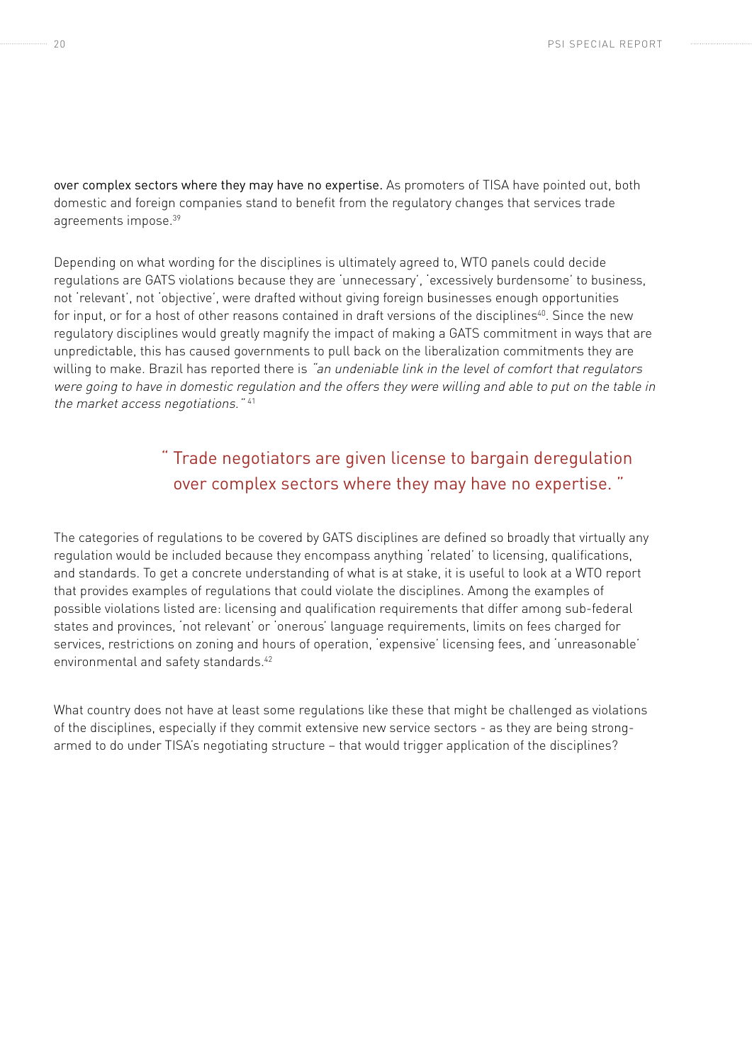over complex sectors where they may have no expertise. As promoters of TISA have pointed out, both domestic and foreign companies stand to benefit from the regulatory changes that services trade agreements impose.[39]

Depending on what wording for the disciplines is ultimately agreed to, WTO panels could decide regulations are GATS violations because they are 'unnecessary', 'excessively burdensome' to business, not 'relevant', not 'objective', were drafted without giving foreign businesses enough opportunities for input, or for a host of other reasons contained in draft versions of the disciplines[40]. Since the new regulatory disciplines would greatly magnify the impact of making a GATS commitment in ways that are unpredictable, this has caused governments to pull back on the liberalization commitments they are willing to make. Brazil has reported there is *"an undeniable link in the level of comfort that regulators were going to have in domestic regulation and the offers they were willing and able to put on the table in the market access negotiations."*[41]

> " Trade negotiators are given license to bargain deregulation over complex sectors where they may have no expertise. "

The categories of regulations to be covered by GATS disciplines are defined so broadly that virtually any regulation would be included because they encompass anything 'related' to licensing, qualifications, and standards. To get a concrete understanding of what is at stake, it is useful to look at a WTO report that provides examples of regulations that could violate the disciplines. Among the examples of possible violations listed are: licensing and qualification requirements that differ among sub-federal states and provinces, 'not relevant' or 'onerous' language requirements, limits on fees charged for services, restrictions on zoning and hours of operation, 'expensive' licensing fees, and 'unreasonable' environmental and safety standards.[42]

What country does not have at least some regulations like these that might be challenged as violations of the disciplines, especially if they commit extensive new service sectors - as they are being strong-armed to do under TISA's negotiating structure – that would trigger application of the disciplines?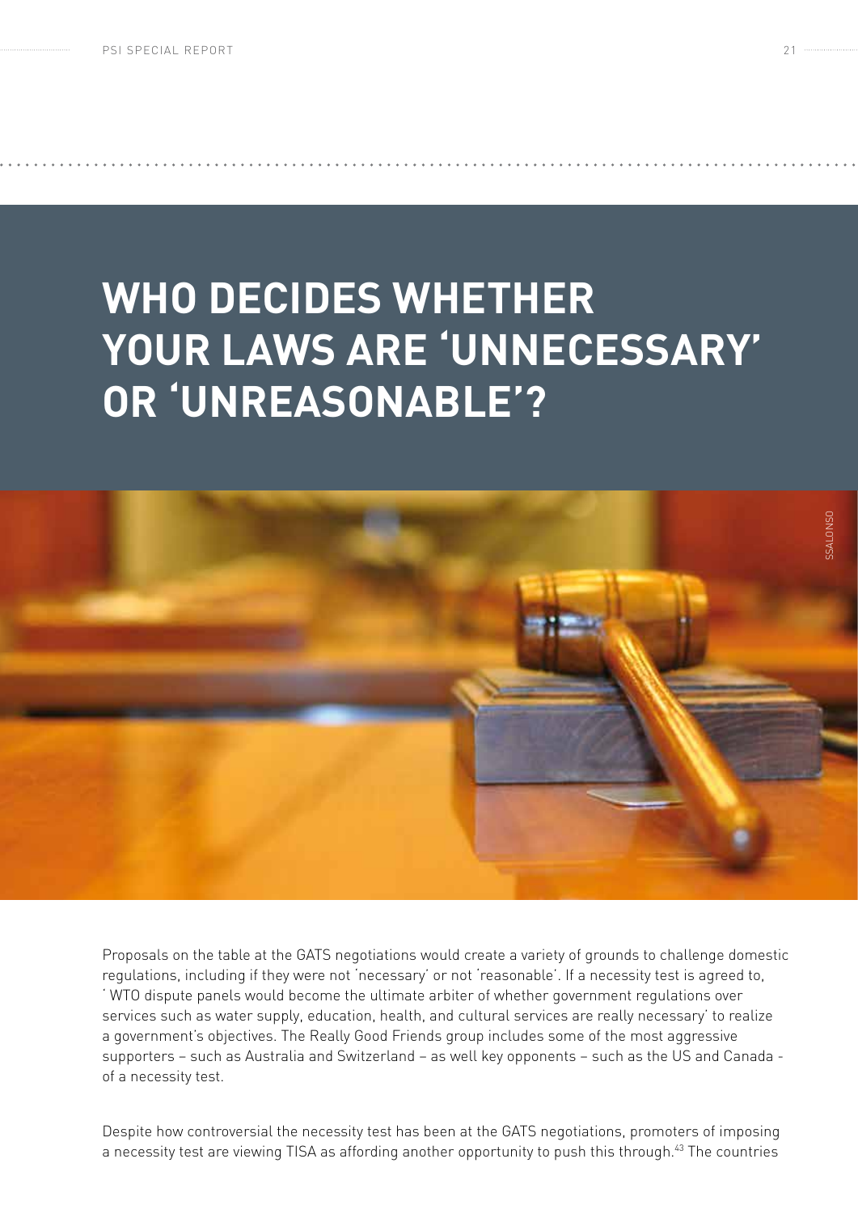# WHO DECIDES WHETHER YOUR LAWS ARE 'UNNECESSARY' OR 'UNREASONABLE'?

Proposals on the table at the GATS negotiations would create a variety of grounds to challenge domestic regulations, including if they were not 'necessary' or not 'reasonable'. If a necessity test is agreed to, ' WTO dispute panels would become the ultimate arbiter of whether government regulations over services such as water supply, education, health, and cultural services are really necessary' to realize a government's objectives. The Really Good Friends group includes some of the most aggressive supporters – such as Australia and Switzerland – as well key opponents – such as the US and Canada - of a necessity test.

Despite how controversial the necessity test has been at the GATS negotiations, promoters of imposing a necessity test are viewing TISA as affording another opportunity to push this through.[43] The countries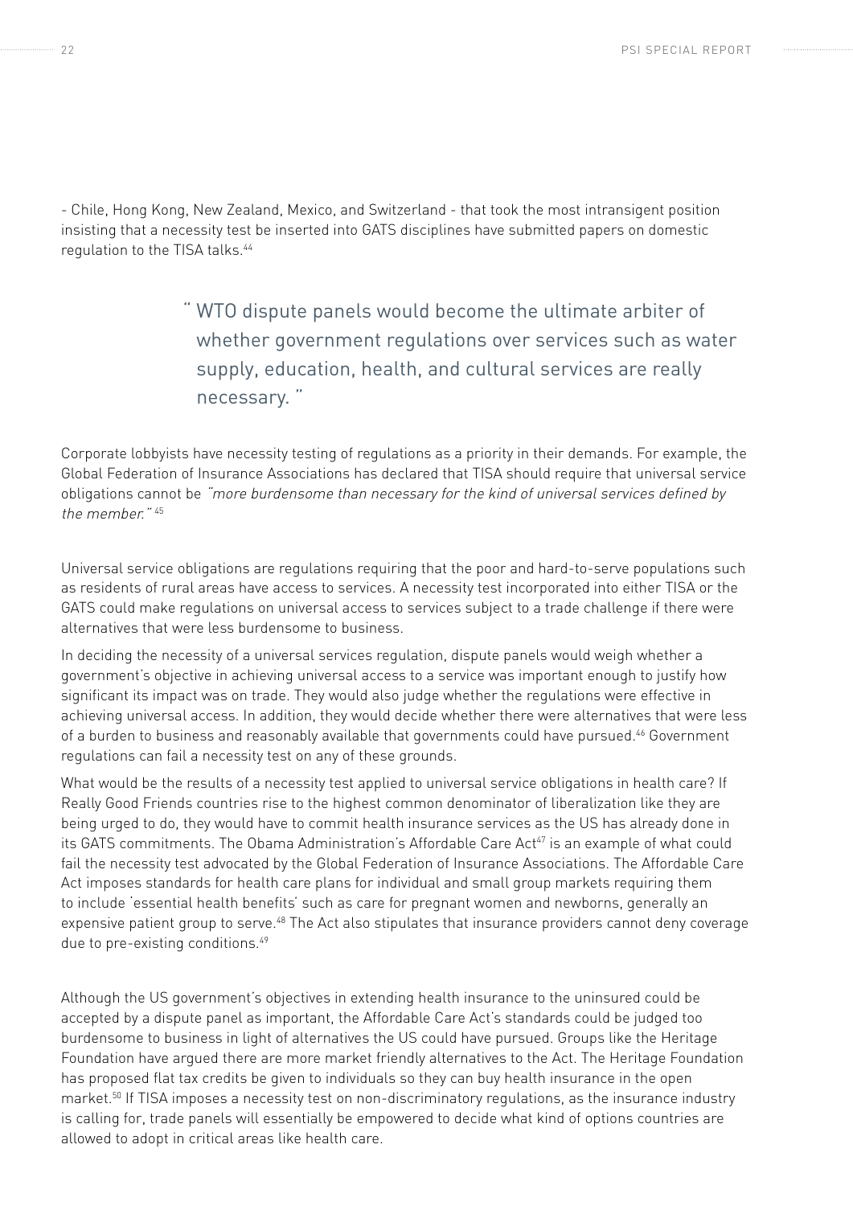- Chile, Hong Kong, New Zealand, Mexico, and Switzerland - that took the most intransigent position insisting that a necessity test be inserted into GATS disciplines have submitted papers on domestic regulation to the TISA talks.[44]

> " WTO dispute panels would become the ultimate arbiter of whether government regulations over services such as water supply, education, health, and cultural services are really necessary. "

Corporate lobbyists have necessity testing of regulations as a priority in their demands. For example, the Global Federation of Insurance Associations has declared that TISA should require that universal service obligations cannot be *"more burdensome than necessary for the kind of universal services defined by the member."* [45]

Universal service obligations are regulations requiring that the poor and hard-to-serve populations such as residents of rural areas have access to services. A necessity test incorporated into either TISA or the GATS could make regulations on universal access to services subject to a trade challenge if there were alternatives that were less burdensome to business.

In deciding the necessity of a universal services regulation, dispute panels would weigh whether a government's objective in achieving universal access to a service was important enough to justify how significant its impact was on trade. They would also judge whether the regulations were effective in achieving universal access. In addition, they would decide whether there were alternatives that were less of a burden to business and reasonably available that governments could have pursued.[46] Government regulations can fail a necessity test on any of these grounds.

What would be the results of a necessity test applied to universal service obligations in health care? If Really Good Friends countries rise to the highest common denominator of liberalization like they are being urged to do, they would have to commit health insurance services as the US has already done in its GATS commitments. The Obama Administration's Affordable Care Act[47] is an example of what could fail the necessity test advocated by the Global Federation of Insurance Associations. The Affordable Care Act imposes standards for health care plans for individual and small group markets requiring them to include 'essential health benefits' such as care for pregnant women and newborns, generally an expensive patient group to serve.[48] The Act also stipulates that insurance providers cannot deny coverage due to pre-existing conditions.[49]

Although the US government's objectives in extending health insurance to the uninsured could be accepted by a dispute panel as important, the Affordable Care Act's standards could be judged too burdensome to business in light of alternatives the US could have pursued. Groups like the Heritage Foundation have argued there are more market friendly alternatives to the Act. The Heritage Foundation has proposed flat tax credits be given to individuals so they can buy health insurance in the open market.[50] If TISA imposes a necessity test on non-discriminatory regulations, as the insurance industry is calling for, trade panels will essentially be empowered to decide what kind of options countries are allowed to adopt in critical areas like health care.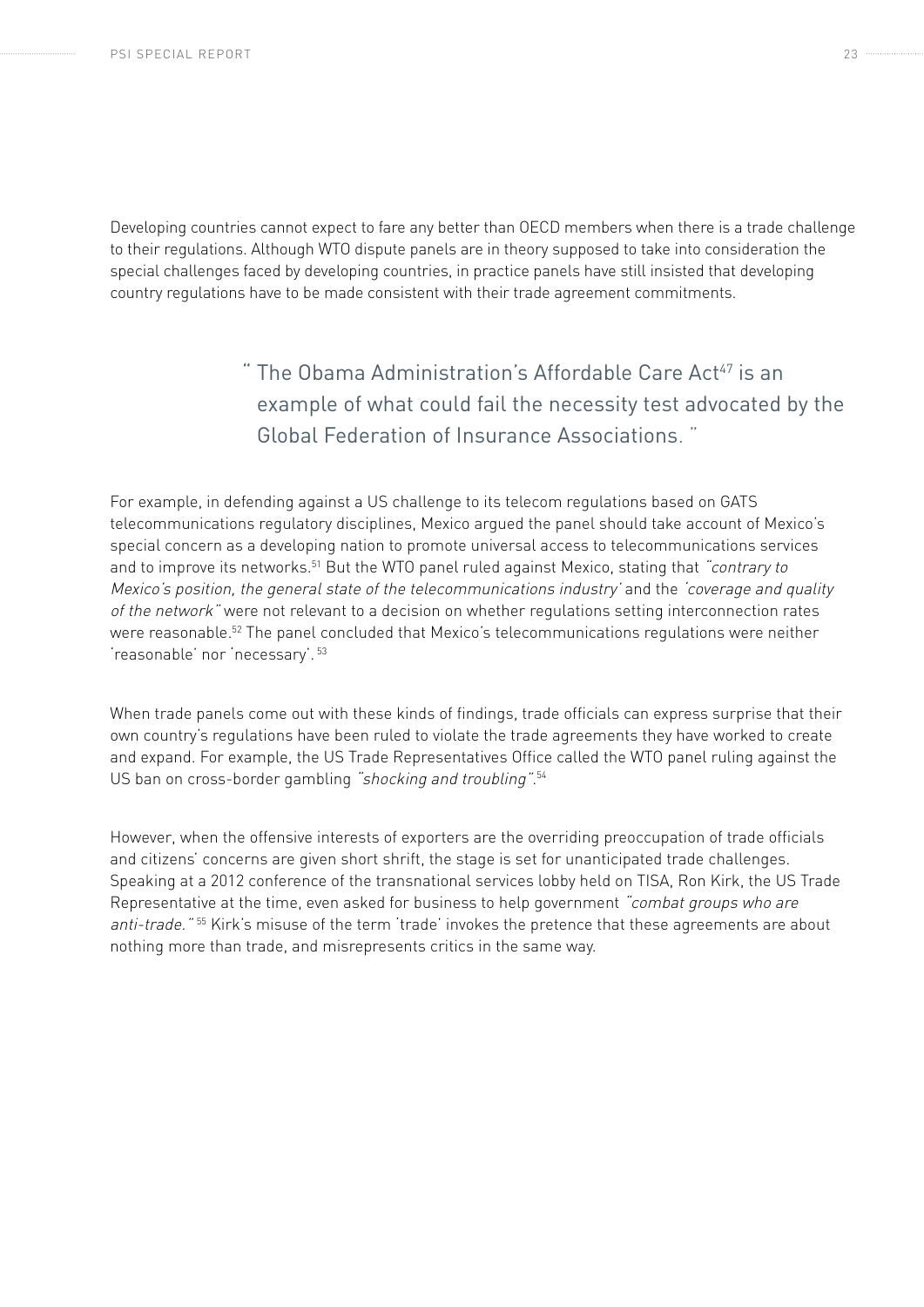Developing countries cannot expect to fare any better than OECD members when there is a trade challenge to their regulations. Although WTO dispute panels are in theory supposed to take into consideration the special challenges faced by developing countries, in practice panels have still insisted that developing country regulations have to be made consistent with their trade agreement commitments.

> " The Obama Administration's Affordable Care Act[47] is an example of what could fail the necessity test advocated by the Global Federation of Insurance Associations. "

For example, in defending against a US challenge to its telecom regulations based on GATS telecommunications regulatory disciplines, Mexico argued the panel should take account of Mexico's special concern as a developing nation to promote universal access to telecommunications services and to improve its networks.[51] But the WTO panel ruled against Mexico, stating that *"contrary to Mexico's position, the general state of the telecommunications industry'* and the *'coverage and quality of the network"* were not relevant to a decision on whether regulations setting interconnection rates were reasonable.[52] The panel concluded that Mexico's telecommunications regulations were neither 'reasonable' nor 'necessary'. [53]

When trade panels come out with these kinds of findings, trade officials can express surprise that their own country's regulations have been ruled to violate the trade agreements they have worked to create and expand. For example, the US Trade Representatives Office called the WTO panel ruling against the US ban on cross-border gambling *"shocking and troubling"*.[54]

However, when the offensive interests of exporters are the overriding preoccupation of trade officials and citizens' concerns are given short shrift, the stage is set for unanticipated trade challenges. Speaking at a 2012 conference of the transnational services lobby held on TISA, Ron Kirk, the US Trade Representative at the time, even asked for business to help government *"combat groups who are anti-trade."* [55] Kirk's misuse of the term 'trade' invokes the pretence that these agreements are about nothing more than trade, and misrepresents critics in the same way.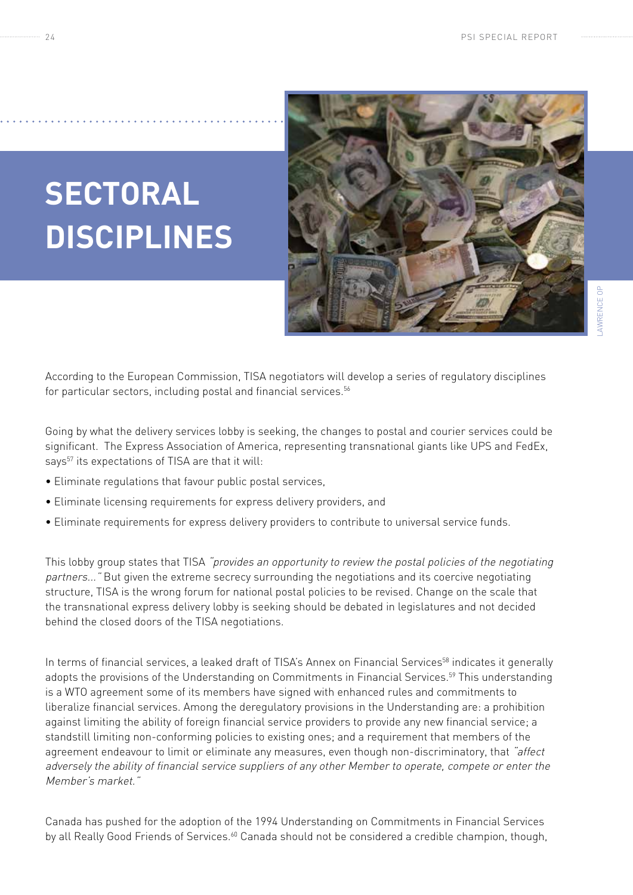# SECTORAL DISCIPLINES

LAWRENCE OP

According to the European Commission, TISA negotiators will develop a series of regulatory disciplines for particular sectors, including postal and financial services.[56]

Going by what the delivery services lobby is seeking, the changes to postal and courier services could be significant. The Express Association of America, representing transnational giants like UPS and FedEx, says[57] its expectations of TISA are that it will:

- Eliminate regulations that favour public postal services,
- Eliminate licensing requirements for express delivery providers, and
- Eliminate requirements for express delivery providers to contribute to universal service funds.

This lobby group states that TISA *"provides an opportunity to review the postal policies of the negotiating partners..."* But given the extreme secrecy surrounding the negotiations and its coercive negotiating structure, TISA is the wrong forum for national postal policies to be revised. Change on the scale that the transnational express delivery lobby is seeking should be debated in legislatures and not decided behind the closed doors of the TISA negotiations.

In terms of financial services, a leaked draft of TISA's Annex on Financial Services[58] indicates it generally adopts the provisions of the Understanding on Commitments in Financial Services.[59] This understanding is a WTO agreement some of its members have signed with enhanced rules and commitments to liberalize financial services. Among the deregulatory provisions in the Understanding are: a prohibition against limiting the ability of foreign financial service providers to provide any new financial service; a standstill limiting non-conforming policies to existing ones; and a requirement that members of the agreement endeavour to limit or eliminate any measures, even though non-discriminatory, that *"affect adversely the ability of financial service suppliers of any other Member to operate, compete or enter the Member's market."*

Canada has pushed for the adoption of the 1994 Understanding on Commitments in Financial Services by all Really Good Friends of Services.[60] Canada should not be considered a credible champion, though,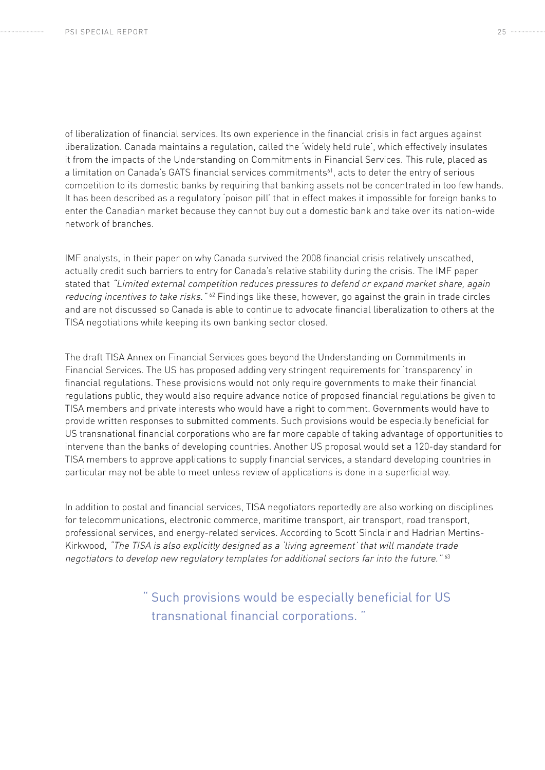of liberalization of financial services. Its own experience in the financial crisis in fact argues against liberalization. Canada maintains a regulation, called the 'widely held rule', which effectively insulates it from the impacts of the Understanding on Commitments in Financial Services. This rule, placed as a limitation on Canada's GATS financial services commitments[61], acts to deter the entry of serious competition to its domestic banks by requiring that banking assets not be concentrated in too few hands. It has been described as a regulatory 'poison pill' that in effect makes it impossible for foreign banks to enter the Canadian market because they cannot buy out a domestic bank and take over its nation-wide network of branches.

IMF analysts, in their paper on why Canada survived the 2008 financial crisis relatively unscathed, actually credit such barriers to entry for Canada's relative stability during the crisis. The IMF paper stated that *"Limited external competition reduces pressures to defend or expand market share, again reducing incentives to take risks."* [62] Findings like these, however, go against the grain in trade circles and are not discussed so Canada is able to continue to advocate financial liberalization to others at the TISA negotiations while keeping its own banking sector closed.

The draft TISA Annex on Financial Services goes beyond the Understanding on Commitments in Financial Services. The US has proposed adding very stringent requirements for 'transparency' in financial regulations. These provisions would not only require governments to make their financial regulations public, they would also require advance notice of proposed financial regulations be given to TISA members and private interests who would have a right to comment. Governments would have to provide written responses to submitted comments. Such provisions would be especially beneficial for US transnational financial corporations who are far more capable of taking advantage of opportunities to intervene than the banks of developing countries. Another US proposal would set a 120-day standard for TISA members to approve applications to supply financial services, a standard developing countries in particular may not be able to meet unless review of applications is done in a superficial way.

In addition to postal and financial services, TISA negotiators reportedly are also working on disciplines for telecommunications, electronic commerce, maritime transport, air transport, road transport, professional services, and energy-related services. According to Scott Sinclair and Hadrian Mertins-Kirkwood, *"The TISA is also explicitly designed as a 'living agreement' that will mandate trade negotiators to develop new regulatory templates for additional sectors far into the future."* [63]

> " Such provisions would be especially beneficial for US transnational financial corporations. "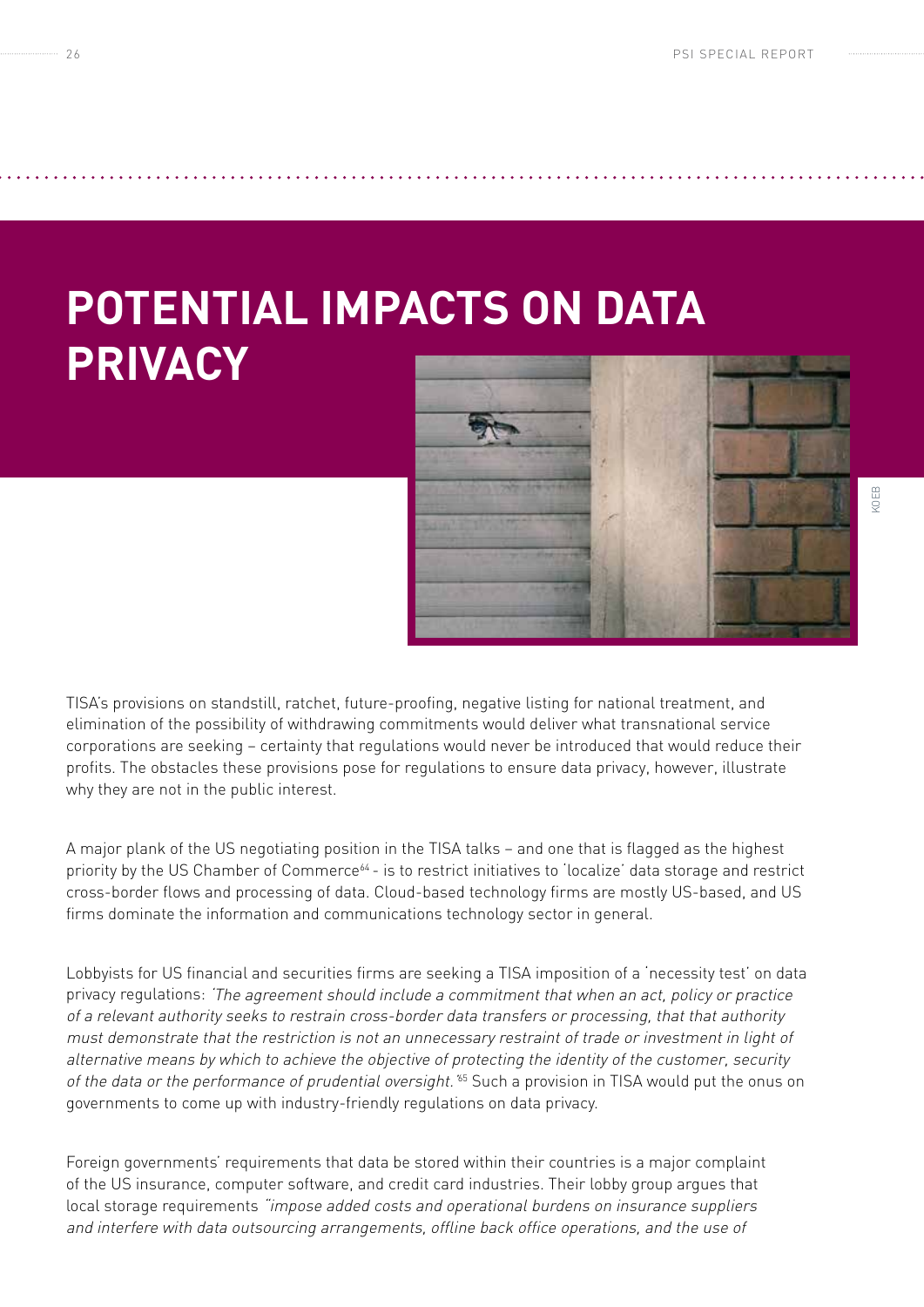# POTENTIAL IMPACTS ON DATA PRIVACY

KOEB

TISA's provisions on standstill, ratchet, future-proofing, negative listing for national treatment, and elimination of the possibility of withdrawing commitments would deliver what transnational service corporations are seeking – certainty that regulations would never be introduced that would reduce their profits. The obstacles these provisions pose for regulations to ensure data privacy, however, illustrate why they are not in the public interest.

A major plank of the US negotiating position in the TISA talks – and one that is flagged as the highest priority by the US Chamber of Commerce[64] - is to restrict initiatives to 'localize' data storage and restrict cross-border flows and processing of data. Cloud-based technology firms are mostly US-based, and US firms dominate the information and communications technology sector in general.

Lobbyists for US financial and securities firms are seeking a TISA imposition of a 'necessity test' on data privacy regulations: *'The agreement should include a commitment that when an act, policy or practice of a relevant authority seeks to restrain cross-border data transfers or processing, that that authority must demonstrate that the restriction is not an unnecessary restraint of trade or investment in light of alternative means by which to achieve the objective of protecting the identity of the customer, security of the data or the performance of prudential oversight.'*[65] Such a provision in TISA would put the onus on governments to come up with industry-friendly regulations on data privacy.

Foreign governments' requirements that data be stored within their countries is a major complaint of the US insurance, computer software, and credit card industries. Their lobby group argues that local storage requirements *"impose added costs and operational burdens on insurance suppliers and interfere with data outsourcing arrangements, offline back office operations, and the use of*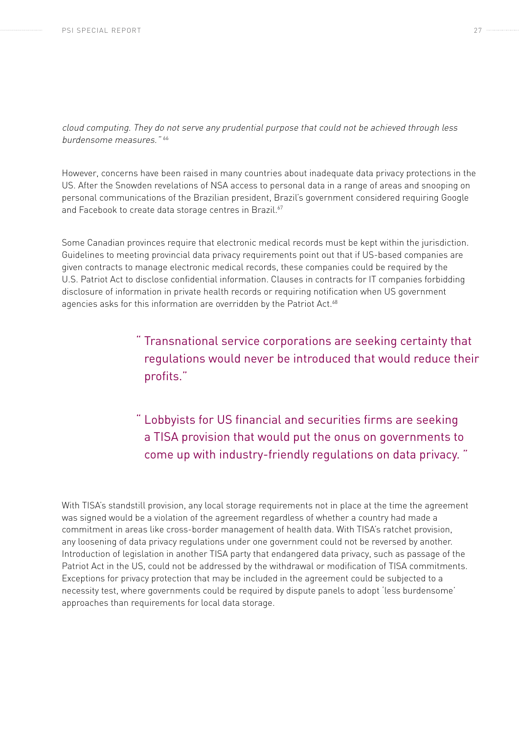*cloud computing. They do not serve any prudential purpose that could not be achieved through less burdensome measures."* [66]

However, concerns have been raised in many countries about inadequate data privacy protections in the US. After the Snowden revelations of NSA access to personal data in a range of areas and snooping on personal communications of the Brazilian president, Brazil's government considered requiring Google and Facebook to create data storage centres in Brazil.[67]

Some Canadian provinces require that electronic medical records must be kept within the jurisdiction. Guidelines to meeting provincial data privacy requirements point out that if US-based companies are given contracts to manage electronic medical records, these companies could be required by the U.S. Patriot Act to disclose confidential information. Clauses in contracts for IT companies forbidding disclosure of information in private health records or requiring notification when US government agencies asks for this information are overridden by the Patriot Act.[68]

> " Transnational service corporations are seeking certainty that regulations would never be introduced that would reduce their profits."

> " Lobbyists for US financial and securities firms are seeking a TISA provision that would put the onus on governments to come up with industry-friendly regulations on data privacy. "

With TISA's standstill provision, any local storage requirements not in place at the time the agreement was signed would be a violation of the agreement regardless of whether a country had made a commitment in areas like cross-border management of health data. With TISA's ratchet provision, any loosening of data privacy regulations under one government could not be reversed by another. Introduction of legislation in another TISA party that endangered data privacy, such as passage of the Patriot Act in the US, could not be addressed by the withdrawal or modification of TISA commitments. Exceptions for privacy protection that may be included in the agreement could be subjected to a necessity test, where governments could be required by dispute panels to adopt 'less burdensome' approaches than requirements for local data storage.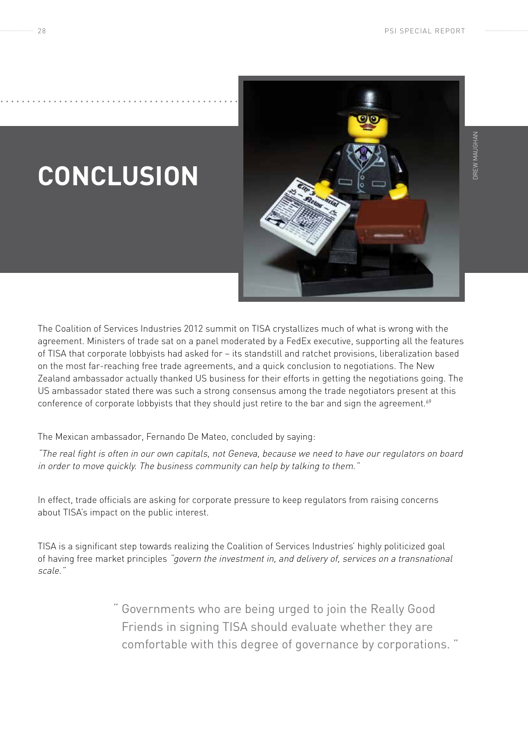# CONCLUSION

DREW MAUGHAN

The Coalition of Services Industries 2012 summit on TISA crystallizes much of what is wrong with the agreement. Ministers of trade sat on a panel moderated by a FedEx executive, supporting all the features of TISA that corporate lobbyists had asked for – its standstill and ratchet provisions, liberalization based on the most far-reaching free trade agreements, and a quick conclusion to negotiations. The New Zealand ambassador actually thanked US business for their efforts in getting the negotiations going. The US ambassador stated there was such a strong consensus among the trade negotiators present at this conference of corporate lobbyists that they should just retire to the bar and sign the agreement.[69]

The Mexican ambassador, Fernando De Mateo, concluded by saying:

*"The real fight is often in our own capitals, not Geneva, because we need to have our regulators on board in order to move quickly. The business community can help by talking to them."*

In effect, trade officials are asking for corporate pressure to keep regulators from raising concerns about TISA's impact on the public interest.

TISA is a significant step towards realizing the Coalition of Services Industries' highly politicized goal of having free market principles *"govern the investment in, and delivery of, services on a transnational scale."*

> " Governments who are being urged to join the Really Good Friends in signing TISA should evaluate whether they are comfortable with this degree of governance by corporations. "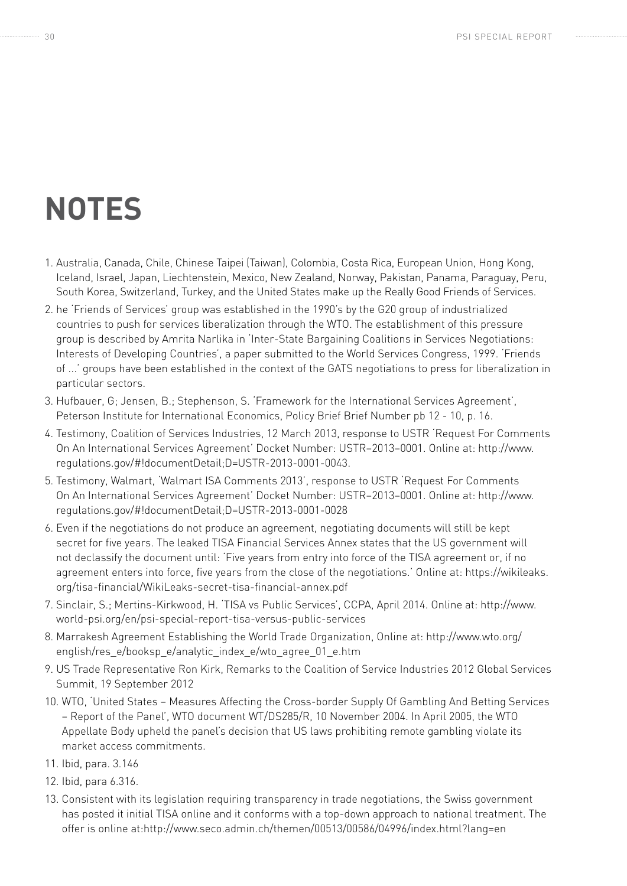# NOTES

1. Australia, Canada, Chile, Chinese Taipei (Taiwan), Colombia, Costa Rica, European Union, Hong Kong, Iceland, Israel, Japan, Liechtenstein, Mexico, New Zealand, Norway, Pakistan, Panama, Paraguay, Peru, South Korea, Switzerland, Turkey, and the United States make up the Really Good Friends of Services.
2. he 'Friends of Services' group was established in the 1990's by the G20 group of industrialized countries to push for services liberalization through the WTO. The establishment of this pressure group is described by Amrita Narlika in 'Inter-State Bargaining Coalitions in Services Negotiations: Interests of Developing Countries', a paper submitted to the World Services Congress, 1999. 'Friends of ...' groups have been established in the context of the GATS negotiations to press for liberalization in particular sectors.
3. Hufbauer, G; Jensen, B.; Stephenson, S. 'Framework for the International Services Agreement', Peterson Institute for International Economics, Policy Brief Brief Number pb 12 - 10, p. 16.
4. Testimony, Coalition of Services Industries, 12 March 2013, response to USTR 'Request For Comments On An International Services Agreement' Docket Number: USTR–2013–0001. Online at: http://www.regulations.gov/#!documentDetail;D=USTR-2013-0001-0043.
5. Testimony, Walmart, 'Walmart ISA Comments 2013', response to USTR 'Request For Comments On An International Services Agreement' Docket Number: USTR–2013–0001. Online at: http://www.regulations.gov/#!documentDetail;D=USTR-2013-0001-0028
6. Even if the negotiations do not produce an agreement, negotiating documents will still be kept secret for five years. The leaked TISA Financial Services Annex states that the US government will not declassify the document until: 'Five years from entry into force of the TISA agreement or, if no agreement enters into force, five years from the close of the negotiations.' Online at: https://wikileaks.org/tisa-financial/WikiLeaks-secret-tisa-financial-annex.pdf
7. Sinclair, S.; Mertins-Kirkwood, H. 'TISA vs Public Services', CCPA, April 2014. Online at: http://www.world-psi.org/en/psi-special-report-tisa-versus-public-services
8. Marrakesh Agreement Establishing the World Trade Organization, Online at: http://www.wto.org/english/res_e/booksp_e/analytic_index_e/wto_agree_01_e.htm
9. US Trade Representative Ron Kirk, Remarks to the Coalition of Service Industries 2012 Global Services Summit, 19 September 2012
10. WTO, 'United States – Measures Affecting the Cross-border Supply Of Gambling And Betting Services – Report of the Panel', WTO document WT/DS285/R, 10 November 2004. In April 2005, the WTO Appellate Body upheld the panel's decision that US laws prohibiting remote gambling violate its market access commitments.
11. Ibid, para. 3.146
12. Ibid, para 6.316.
13. Consistent with its legislation requiring transparency in trade negotiations, the Swiss government has posted it initial TISA online and it conforms with a top-down approach to national treatment. The offer is online at:http://www.seco.admin.ch/themen/00513/00586/04996/index.html?lang=en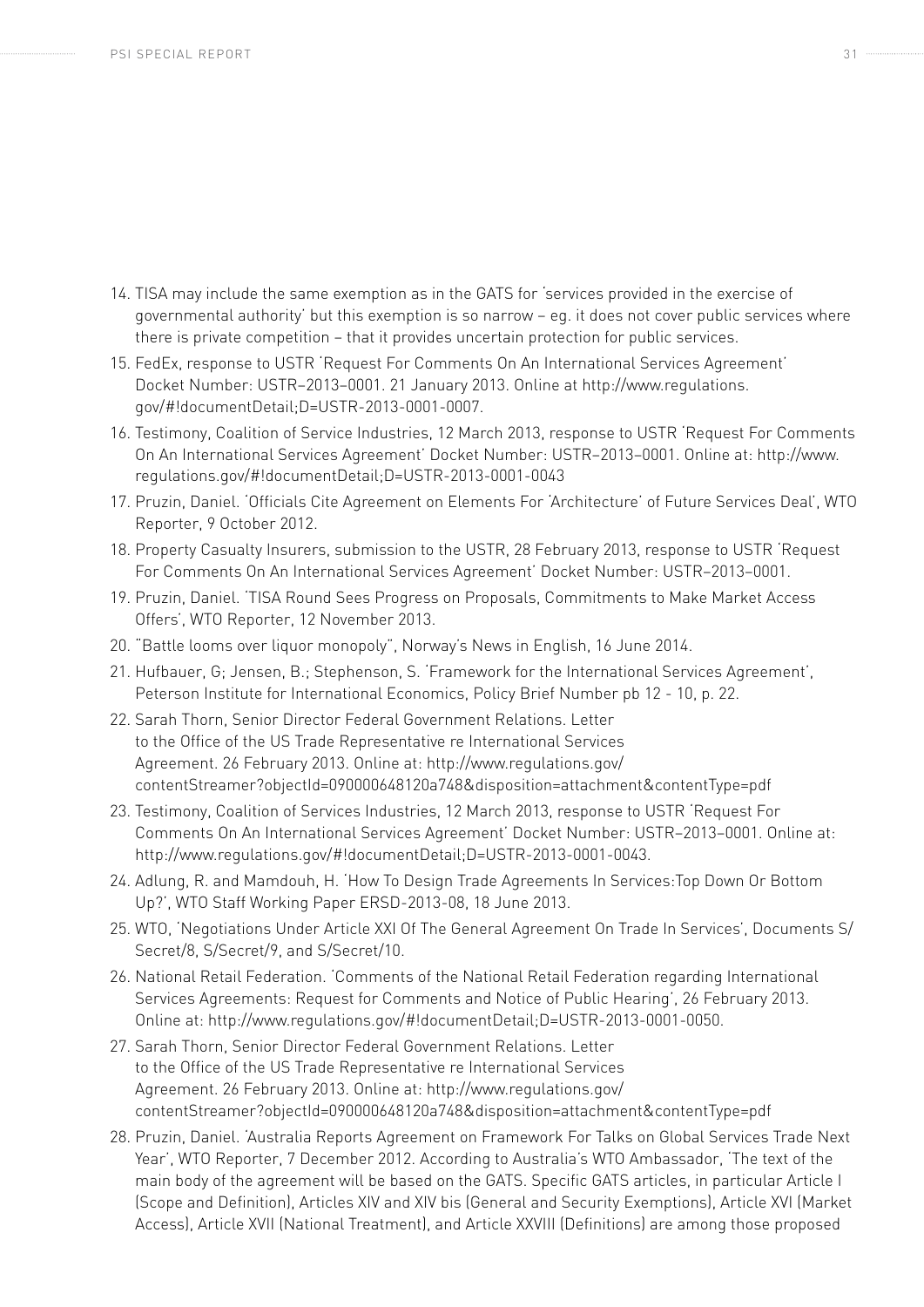14. TISA may include the same exemption as in the GATS for 'services provided in the exercise of governmental authority' but this exemption is so narrow – eg. it does not cover public services where there is private competition – that it provides uncertain protection for public services.
15. FedEx, response to USTR 'Request For Comments On An International Services Agreement' Docket Number: USTR–2013–0001. 21 January 2013. Online at http://www.regulations.gov/#!documentDetail;D=USTR-2013-0001-0007.
16. Testimony, Coalition of Service Industries, 12 March 2013, response to USTR 'Request For Comments On An International Services Agreement' Docket Number: USTR–2013–0001. Online at: http://www.regulations.gov/#!documentDetail;D=USTR-2013-0001-0043
17. Pruzin, Daniel. 'Officials Cite Agreement on Elements For 'Architecture' of Future Services Deal', WTO Reporter, 9 October 2012.
18. Property Casualty Insurers, submission to the USTR, 28 February 2013, response to USTR 'Request For Comments On An International Services Agreement' Docket Number: USTR–2013–0001.
19. Pruzin, Daniel. 'TISA Round Sees Progress on Proposals, Commitments to Make Market Access Offers', WTO Reporter, 12 November 2013.
20. "Battle looms over liquor monopoly", Norway's News in English, 16 June 2014.
21. Hufbauer, G; Jensen, B.; Stephenson, S. 'Framework for the International Services Agreement', Peterson Institute for International Economics, Policy Brief Number pb 12 - 10, p. 22.
22. Sarah Thorn, Senior Director Federal Government Relations. Letter to the Office of the US Trade Representative re International Services Agreement. 26 February 2013. Online at: http://www.regulations.gov/contentStreamer?objectId=090000648120a748&disposition=attachment&contentType=pdf
23. Testimony, Coalition of Services Industries, 12 March 2013, response to USTR 'Request For Comments On An International Services Agreement' Docket Number: USTR–2013–0001. Online at: http://www.regulations.gov/#!documentDetail;D=USTR-2013-0001-0043.
24. Adlung, R. and Mamdouh, H. 'How To Design Trade Agreements In Services:Top Down Or Bottom Up?', WTO Staff Working Paper ERSD-2013-08, 18 June 2013.
25. WTO, 'Negotiations Under Article XXI Of The General Agreement On Trade In Services', Documents S/Secret/8, S/Secret/9, and S/Secret/10.
26. National Retail Federation. 'Comments of the National Retail Federation regarding International Services Agreements: Request for Comments and Notice of Public Hearing', 26 February 2013. Online at: http://www.regulations.gov/#!documentDetail;D=USTR-2013-0001-0050.
27. Sarah Thorn, Senior Director Federal Government Relations. Letter to the Office of the US Trade Representative re International Services Agreement. 26 February 2013. Online at: http://www.regulations.gov/contentStreamer?objectId=090000648120a748&disposition=attachment&contentType=pdf
28. Pruzin, Daniel. 'Australia Reports Agreement on Framework For Talks on Global Services Trade Next Year', WTO Reporter, 7 December 2012. According to Australia's WTO Ambassador, 'The text of the main body of the agreement will be based on the GATS. Specific GATS articles, in particular Article I (Scope and Definition), Articles XIV and XIV bis (General and Security Exemptions), Article XVI (Market Access), Article XVII (National Treatment), and Article XXVIII (Definitions) are among those proposed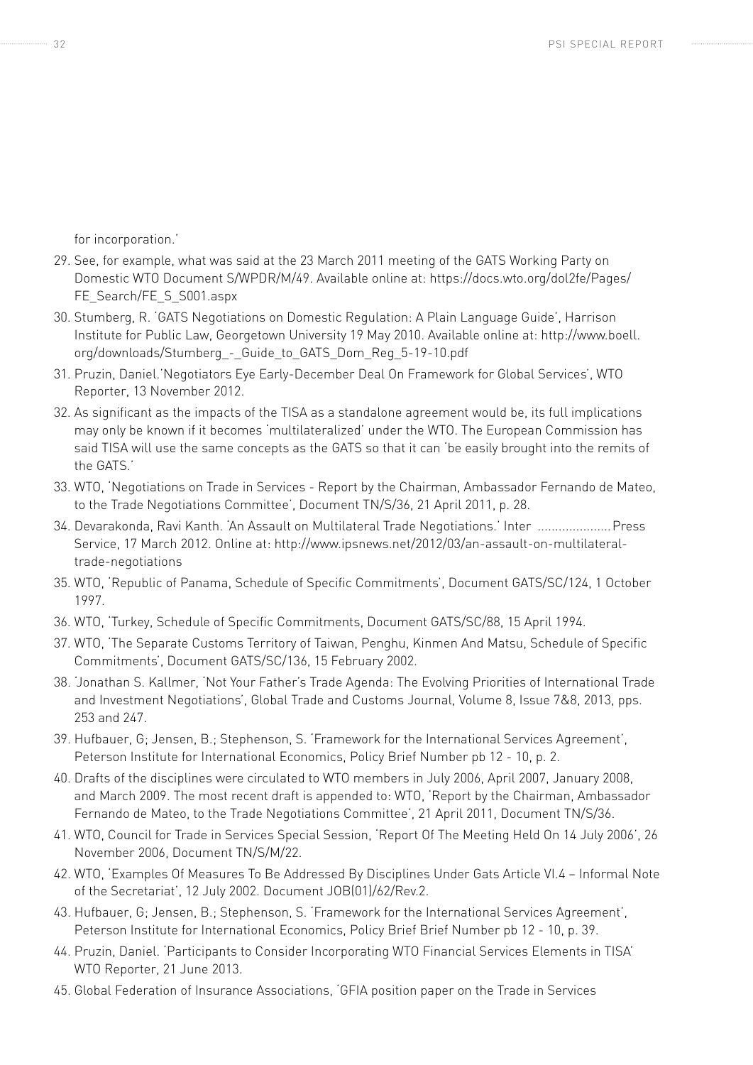for incorporation.'

29. See, for example, what was said at the 23 March 2011 meeting of the GATS Working Party on Domestic WTO Document S/WPDR/M/49. Available online at: https://docs.wto.org/dol2fe/Pages/FE_Search/FE_S_S001.aspx
30. Stumberg, R. 'GATS Negotiations on Domestic Regulation: A Plain Language Guide', Harrison Institute for Public Law, Georgetown University 19 May 2010. Available online at: http://www.boell.org/downloads/Stumberg_-_Guide_to_GATS_Dom_Reg_5-19-10.pdf
31. Pruzin, Daniel.'Negotiators Eye Early-December Deal On Framework for Global Services', WTO Reporter, 13 November 2012.
32. As significant as the impacts of the TISA as a standalone agreement would be, its full implications may only be known if it becomes 'multilateralized' under the WTO. The European Commission has said TISA will use the same concepts as the GATS so that it can 'be easily brought into the remits of the GATS.'
33. WTO, 'Negotiations on Trade in Services - Report by the Chairman, Ambassador Fernando de Mateo, to the Trade Negotiations Committee', Document TN/S/36, 21 April 2011, p. 28.
34. Devarakonda, Ravi Kanth. 'An Assault on Multilateral Trade Negotiations.' Inter .....................Press Service, 17 March 2012. Online at: http://www.ipsnews.net/2012/03/an-assault-on-multilateral-trade-negotiations
35. WTO, 'Republic of Panama, Schedule of Specific Commitments', Document GATS/SC/124, 1 October 1997.
36. WTO, 'Turkey, Schedule of Specific Commitments, Document GATS/SC/88, 15 April 1994.
37. WTO, 'The Separate Customs Territory of Taiwan, Penghu, Kinmen And Matsu, Schedule of Specific Commitments', Document GATS/SC/136, 15 February 2002.
38. 'Jonathan S. Kallmer, 'Not Your Father's Trade Agenda: The Evolving Priorities of International Trade and Investment Negotiations', Global Trade and Customs Journal, Volume 8, Issue 7&8, 2013, pps. 253 and 247.
39. Hufbauer, G; Jensen, B.; Stephenson, S. 'Framework for the International Services Agreement', Peterson Institute for International Economics, Policy Brief Number pb 12 - 10, p. 2.
40. Drafts of the disciplines were circulated to WTO members in July 2006, April 2007, January 2008, and March 2009. The most recent draft is appended to: WTO, 'Report by the Chairman, Ambassador Fernando de Mateo, to the Trade Negotiations Committee', 21 April 2011, Document TN/S/36.
41. WTO, Council for Trade in Services Special Session, 'Report Of The Meeting Held On 14 July 2006', 26 November 2006, Document TN/S/M/22.
42. WTO, 'Examples Of Measures To Be Addressed By Disciplines Under Gats Article VI.4 – Informal Note of the Secretariat', 12 July 2002. Document JOB(01)/62/Rev.2.
43. Hufbauer, G; Jensen, B.; Stephenson, S. 'Framework for the International Services Agreement', Peterson Institute for International Economics, Policy Brief Brief Number pb 12 - 10, p. 39.
44. Pruzin, Daniel. 'Participants to Consider Incorporating WTO Financial Services Elements in TISA' WTO Reporter, 21 June 2013.
45. Global Federation of Insurance Associations, 'GFIA position paper on the Trade in Services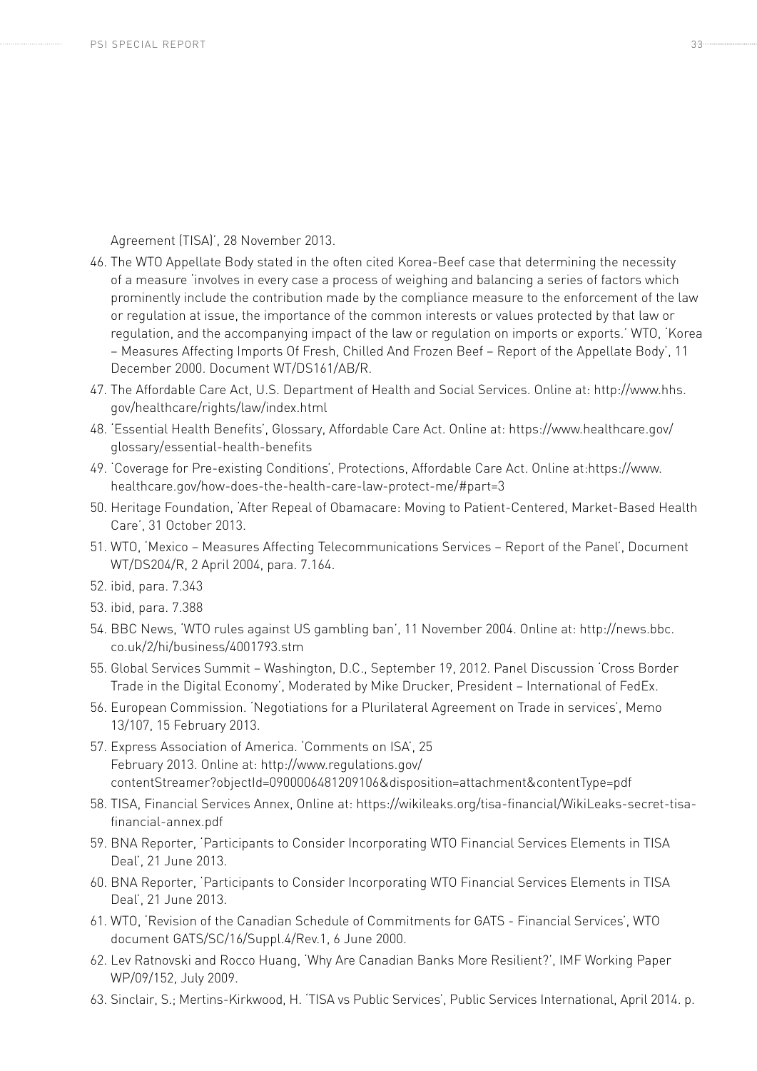Agreement (TISA)', 28 November 2013.

46. The WTO Appellate Body stated in the often cited Korea-Beef case that determining the necessity of a measure 'involves in every case a process of weighing and balancing a series of factors which prominently include the contribution made by the compliance measure to the enforcement of the law or regulation at issue, the importance of the common interests or values protected by that law or regulation, and the accompanying impact of the law or regulation on imports or exports.' WTO, 'Korea – Measures Affecting Imports Of Fresh, Chilled And Frozen Beef – Report of the Appellate Body', 11 December 2000. Document WT/DS161/AB/R.
47. The Affordable Care Act, U.S. Department of Health and Social Services. Online at: http://www.hhs.gov/healthcare/rights/law/index.html
48. 'Essential Health Benefits', Glossary, Affordable Care Act. Online at: https://www.healthcare.gov/glossary/essential-health-benefits
49. 'Coverage for Pre-existing Conditions', Protections, Affordable Care Act. Online at:https://www.healthcare.gov/how-does-the-health-care-law-protect-me/#part=3
50. Heritage Foundation, 'After Repeal of Obamacare: Moving to Patient-Centered, Market-Based Health Care', 31 October 2013.
51. WTO, 'Mexico – Measures Affecting Telecommunications Services – Report of the Panel', Document WT/DS204/R, 2 April 2004, para. 7.164.
52. ibid, para. 7.343
53. ibid, para. 7.388
54. BBC News, 'WTO rules against US gambling ban', 11 November 2004. Online at: http://news.bbc.co.uk/2/hi/business/4001793.stm
55. Global Services Summit – Washington, D.C., September 19, 2012. Panel Discussion 'Cross Border Trade in the Digital Economy', Moderated by Mike Drucker, President – International of FedEx.
56. European Commission. 'Negotiations for a Plurilateral Agreement on Trade in services', Memo 13/107, 15 February 2013.
57. Express Association of America. 'Comments on ISA', 25 February 2013. Online at: http://www.regulations.gov/contentStreamer?objectId=0900006481209106&disposition=attachment&contentType=pdf
58. TISA, Financial Services Annex, Online at: https://wikileaks.org/tisa-financial/WikiLeaks-secret-tisa-financial-annex.pdf
59. BNA Reporter, 'Participants to Consider Incorporating WTO Financial Services Elements in TISA Deal', 21 June 2013.
60. BNA Reporter, 'Participants to Consider Incorporating WTO Financial Services Elements in TISA Deal', 21 June 2013.
61. WTO, 'Revision of the Canadian Schedule of Commitments for GATS - Financial Services', WTO document GATS/SC/16/Suppl.4/Rev.1, 6 June 2000.
62. Lev Ratnovski and Rocco Huang, 'Why Are Canadian Banks More Resilient?', IMF Working Paper WP/09/152, July 2009.
63. Sinclair, S.; Mertins-Kirkwood, H. 'TISA vs Public Services', Public Services International, April 2014. p.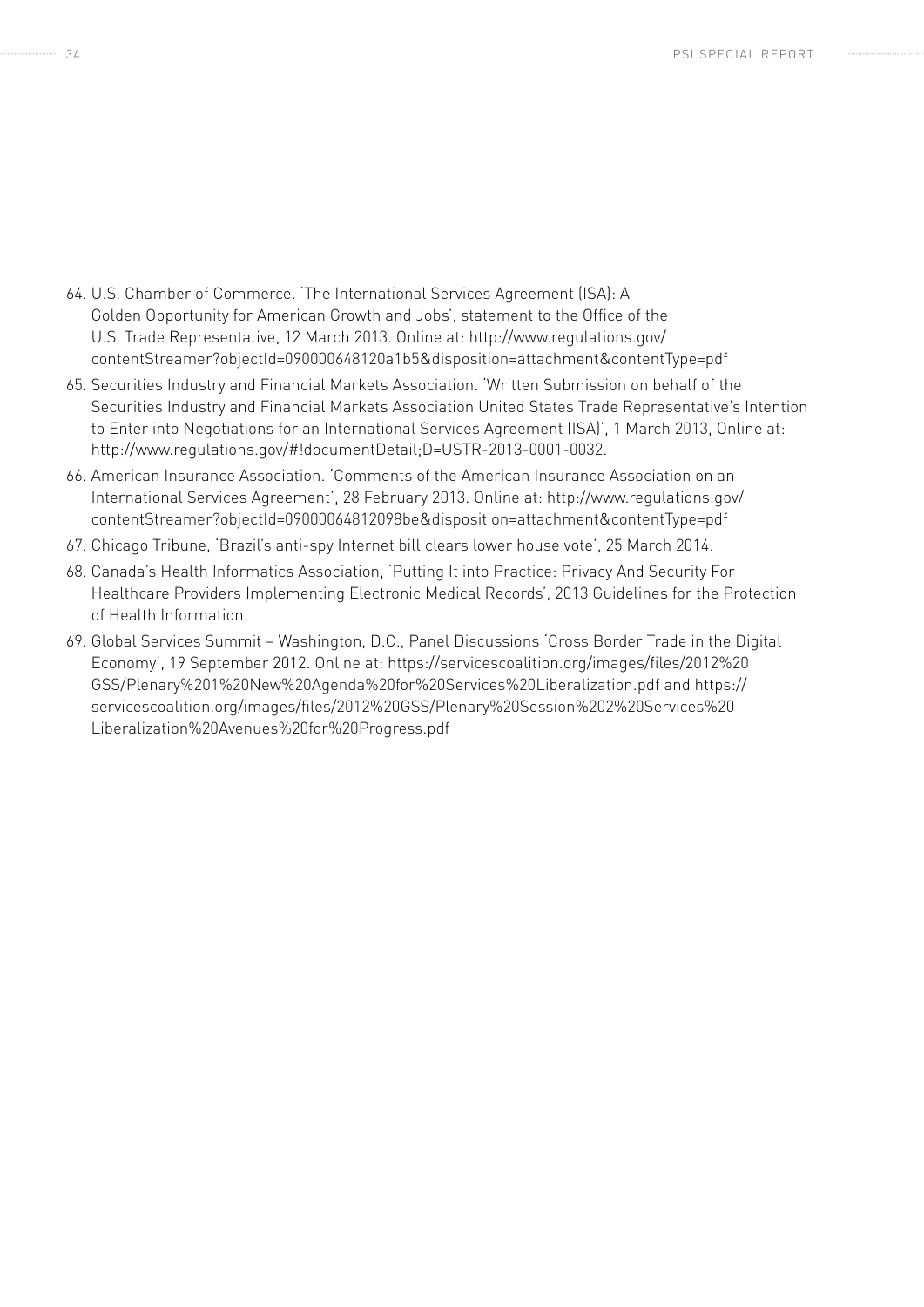64. U.S. Chamber of Commerce. 'The International Services Agreement (ISA): A Golden Opportunity for American Growth and Jobs', statement to the Office of the U.S. Trade Representative, 12 March 2013. Online at: http://www.regulations.gov/contentStreamer?objectId=090000648120a1b5&disposition=attachment&contentType=pdf
65. Securities Industry and Financial Markets Association. 'Written Submission on behalf of the Securities Industry and Financial Markets Association United States Trade Representative's Intention to Enter into Negotiations for an International Services Agreement (ISA)', 1 March 2013, Online at: http://www.regulations.gov/#!documentDetail;D=USTR-2013-0001-0032.
66. American Insurance Association. 'Comments of the American Insurance Association on an International Services Agreement', 28 February 2013. Online at: http://www.regulations.gov/contentStreamer?objectId=09000064812098be&disposition=attachment&contentType=pdf
67. Chicago Tribune, 'Brazil's anti-spy Internet bill clears lower house vote', 25 March 2014.
68. Canada's Health Informatics Association, 'Putting It into Practice: Privacy And Security For Healthcare Providers Implementing Electronic Medical Records', 2013 Guidelines for the Protection of Health Information.
69. Global Services Summit – Washington, D.C., Panel Discussions 'Cross Border Trade in the Digital Economy', 19 September 2012. Online at: https://servicescoalition.org/images/files/2012%20GSS/Plenary%201%20New%20Agenda%20for%20Services%20Liberalization.pdf and https://servicescoalition.org/images/files/2012%20GSS/Plenary%20Session%202%20Services%20Liberalization%20Avenues%20for%20Progress.pdf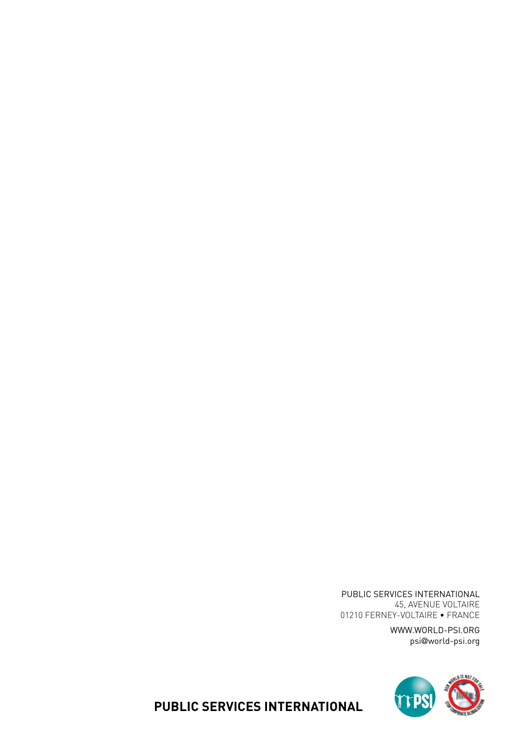PUBLIC SERVICES INTERNATIONAL
45, AVENUE VOLTAIRE
01210 FERNEY-VOLTAIRE • FRANCE

WWW.WORLD-PSI.ORG
psi@world-psi.org

**PUBLIC SERVICES INTERNATIONAL**